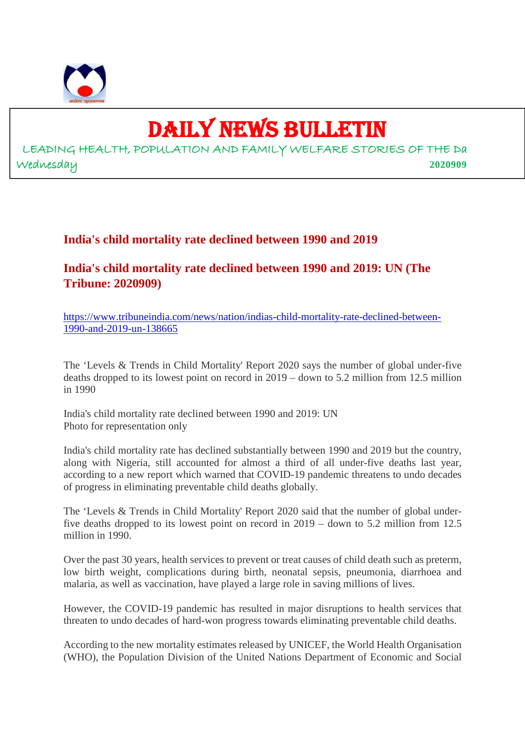# DAILY NEWS BULLETIN

LEADING HEALTH, POPULATION AND FAMILY WELFARE STORIES OF THE Da

Wednesday **2020909**

## India's child mortality rate declined between 1990 and 2019

## India's child mortality rate declined between 1990 and 2019: UN (The Tribune: 2020909)

https://www.tribuneindia.com/news/nation/indias-child-mortality-rate-declined-between-1990-and-2019-un-138665

The 'Levels & Trends in Child Mortality' Report 2020 says the number of global under-five deaths dropped to its lowest point on record in 2019 – down to 5.2 million from 12.5 million in 1990

India's child mortality rate declined between 1990 and 2019: UN
Photo for representation only

India's child mortality rate has declined substantially between 1990 and 2019 but the country, along with Nigeria, still accounted for almost a third of all under-five deaths last year, according to a new report which warned that COVID-19 pandemic threatens to undo decades of progress in eliminating preventable child deaths globally.

The 'Levels & Trends in Child Mortality' Report 2020 said that the number of global under-five deaths dropped to its lowest point on record in 2019 – down to 5.2 million from 12.5 million in 1990.

Over the past 30 years, health services to prevent or treat causes of child death such as preterm, low birth weight, complications during birth, neonatal sepsis, pneumonia, diarrhoea and malaria, as well as vaccination, have played a large role in saving millions of lives.

However, the COVID-19 pandemic has resulted in major disruptions to health services that threaten to undo decades of hard-won progress towards eliminating preventable child deaths.

According to the new mortality estimates released by UNICEF, the World Health Organisation (WHO), the Population Division of the United Nations Department of Economic and Social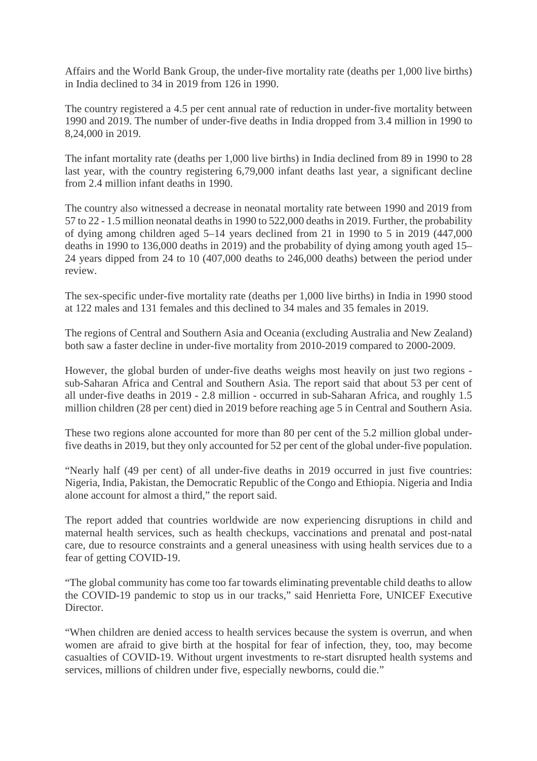Affairs and the World Bank Group, the under-five mortality rate (deaths per 1,000 live births) in India declined to 34 in 2019 from 126 in 1990.

The country registered a 4.5 per cent annual rate of reduction in under-five mortality between 1990 and 2019. The number of under-five deaths in India dropped from 3.4 million in 1990 to 8,24,000 in 2019.

The infant mortality rate (deaths per 1,000 live births) in India declined from 89 in 1990 to 28 last year, with the country registering 6,79,000 infant deaths last year, a significant decline from 2.4 million infant deaths in 1990.

The country also witnessed a decrease in neonatal mortality rate between 1990 and 2019 from 57 to 22 - 1.5 million neonatal deaths in 1990 to 522,000 deaths in 2019. Further, the probability of dying among children aged 5–14 years declined from 21 in 1990 to 5 in 2019 (447,000 deaths in 1990 to 136,000 deaths in 2019) and the probability of dying among youth aged 15–24 years dipped from 24 to 10 (407,000 deaths to 246,000 deaths) between the period under review.

The sex-specific under-five mortality rate (deaths per 1,000 live births) in India in 1990 stood at 122 males and 131 females and this declined to 34 males and 35 females in 2019.

The regions of Central and Southern Asia and Oceania (excluding Australia and New Zealand) both saw a faster decline in under-five mortality from 2010-2019 compared to 2000-2009.

However, the global burden of under-five deaths weighs most heavily on just two regions - sub-Saharan Africa and Central and Southern Asia. The report said that about 53 per cent of all under-five deaths in 2019 - 2.8 million - occurred in sub-Saharan Africa, and roughly 1.5 million children (28 per cent) died in 2019 before reaching age 5 in Central and Southern Asia.

These two regions alone accounted for more than 80 per cent of the 5.2 million global under-five deaths in 2019, but they only accounted for 52 per cent of the global under-five population.

"Nearly half (49 per cent) of all under-five deaths in 2019 occurred in just five countries: Nigeria, India, Pakistan, the Democratic Republic of the Congo and Ethiopia. Nigeria and India alone account for almost a third," the report said.

The report added that countries worldwide are now experiencing disruptions in child and maternal health services, such as health checkups, vaccinations and prenatal and post-natal care, due to resource constraints and a general uneasiness with using health services due to a fear of getting COVID-19.

"The global community has come too far towards eliminating preventable child deaths to allow the COVID-19 pandemic to stop us in our tracks," said Henrietta Fore, UNICEF Executive Director.

"When children are denied access to health services because the system is overrun, and when women are afraid to give birth at the hospital for fear of infection, they, too, may become casualties of COVID-19. Without urgent investments to re-start disrupted health systems and services, millions of children under five, especially newborns, could die."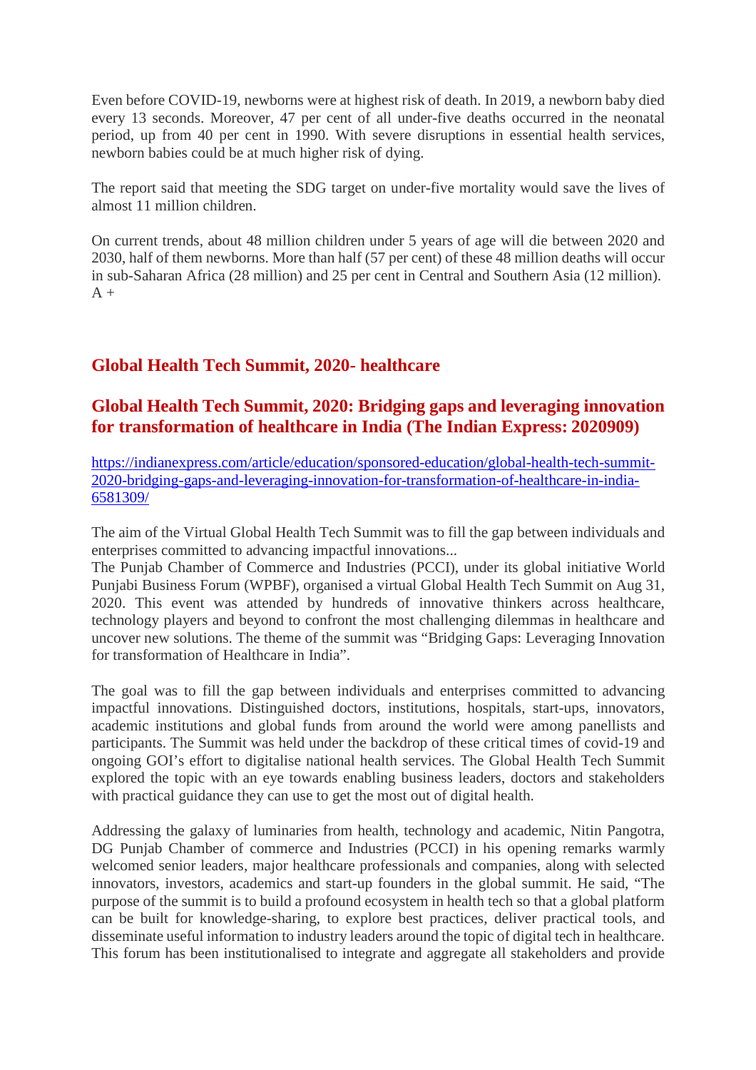Even before COVID-19, newborns were at highest risk of death. In 2019, a newborn baby died every 13 seconds. Moreover, 47 per cent of all under-five deaths occurred in the neonatal period, up from 40 per cent in 1990. With severe disruptions in essential health services, newborn babies could be at much higher risk of dying.

The report said that meeting the SDG target on under-five mortality would save the lives of almost 11 million children.

On current trends, about 48 million children under 5 years of age will die between 2020 and 2030, half of them newborns. More than half (57 per cent) of these 48 million deaths will occur in sub-Saharan Africa (28 million) and 25 per cent in Central and Southern Asia (12 million).
A +

## Global Health Tech Summit, 2020- healthcare

## Global Health Tech Summit, 2020: Bridging gaps and leveraging innovation for transformation of healthcare in India (The Indian Express: 2020909)

https://indianexpress.com/article/education/sponsored-education/global-health-tech-summit-2020-bridging-gaps-and-leveraging-innovation-for-transformation-of-healthcare-in-india-6581309/

The aim of the Virtual Global Health Tech Summit was to fill the gap between individuals and enterprises committed to advancing impactful innovations...
The Punjab Chamber of Commerce and Industries (PCCI), under its global initiative World Punjabi Business Forum (WPBF), organised a virtual Global Health Tech Summit on Aug 31, 2020. This event was attended by hundreds of innovative thinkers across healthcare, technology players and beyond to confront the most challenging dilemmas in healthcare and uncover new solutions. The theme of the summit was "Bridging Gaps: Leveraging Innovation for transformation of Healthcare in India".

The goal was to fill the gap between individuals and enterprises committed to advancing impactful innovations. Distinguished doctors, institutions, hospitals, start-ups, innovators, academic institutions and global funds from around the world were among panellists and participants. The Summit was held under the backdrop of these critical times of covid-19 and ongoing GOI's effort to digitalise national health services. The Global Health Tech Summit explored the topic with an eye towards enabling business leaders, doctors and stakeholders with practical guidance they can use to get the most out of digital health.

Addressing the galaxy of luminaries from health, technology and academic, Nitin Pangotra, DG Punjab Chamber of commerce and Industries (PCCI) in his opening remarks warmly welcomed senior leaders, major healthcare professionals and companies, along with selected innovators, investors, academics and start-up founders in the global summit. He said, "The purpose of the summit is to build a profound ecosystem in health tech so that a global platform can be built for knowledge-sharing, to explore best practices, deliver practical tools, and disseminate useful information to industry leaders around the topic of digital tech in healthcare. This forum has been institutionalised to integrate and aggregate all stakeholders and provide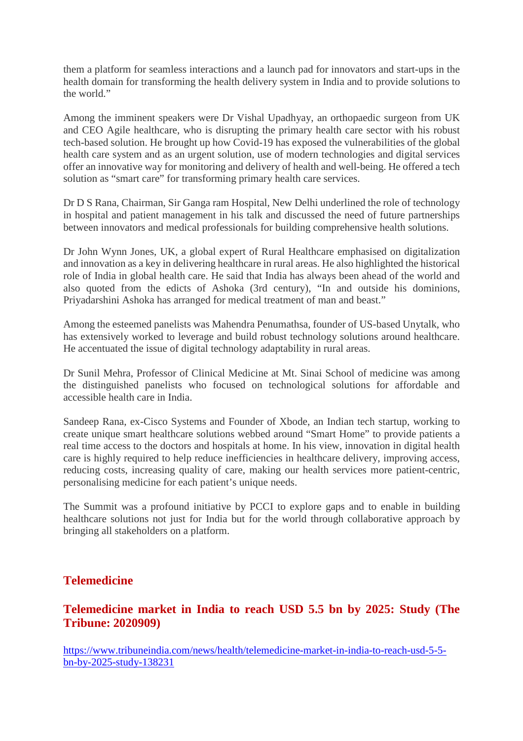them a platform for seamless interactions and a launch pad for innovators and start-ups in the health domain for transforming the health delivery system in India and to provide solutions to the world."

Among the imminent speakers were Dr Vishal Upadhyay, an orthopaedic surgeon from UK and CEO Agile healthcare, who is disrupting the primary health care sector with his robust tech-based solution. He brought up how Covid-19 has exposed the vulnerabilities of the global health care system and as an urgent solution, use of modern technologies and digital services offer an innovative way for monitoring and delivery of health and well-being. He offered a tech solution as "smart care" for transforming primary health care services.

Dr D S Rana, Chairman, Sir Ganga ram Hospital, New Delhi underlined the role of technology in hospital and patient management in his talk and discussed the need of future partnerships between innovators and medical professionals for building comprehensive health solutions.

Dr John Wynn Jones, UK, a global expert of Rural Healthcare emphasised on digitalization and innovation as a key in delivering healthcare in rural areas. He also highlighted the historical role of India in global health care. He said that India has always been ahead of the world and also quoted from the edicts of Ashoka (3rd century), "In and outside his dominions, Priyadarshini Ashoka has arranged for medical treatment of man and beast."

Among the esteemed panelists was Mahendra Penumathsa, founder of US-based Unytalk, who has extensively worked to leverage and build robust technology solutions around healthcare. He accentuated the issue of digital technology adaptability in rural areas.

Dr Sunil Mehra, Professor of Clinical Medicine at Mt. Sinai School of medicine was among the distinguished panelists who focused on technological solutions for affordable and accessible health care in India.

Sandeep Rana, ex-Cisco Systems and Founder of Xbode, an Indian tech startup, working to create unique smart healthcare solutions webbed around "Smart Home" to provide patients a real time access to the doctors and hospitals at home. In his view, innovation in digital health care is highly required to help reduce inefficiencies in healthcare delivery, improving access, reducing costs, increasing quality of care, making our health services more patient-centric, personalising medicine for each patient's unique needs.

The Summit was a profound initiative by PCCI to explore gaps and to enable in building healthcare solutions not just for India but for the world through collaborative approach by bringing all stakeholders on a platform.

## Telemedicine

### Telemedicine market in India to reach USD 5.5 bn by 2025: Study (The Tribune: 2020909)

https://www.tribuneindia.com/news/health/telemedicine-market-in-india-to-reach-usd-5-5-bn-by-2025-study-138231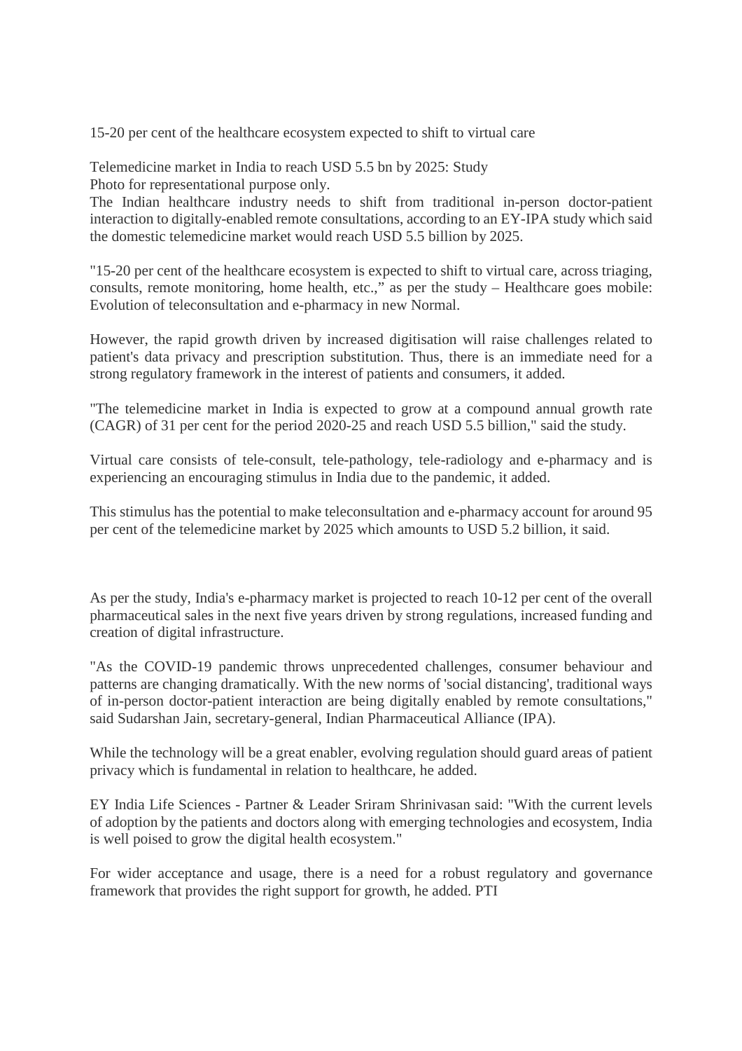15-20 per cent of the healthcare ecosystem expected to shift to virtual care

Telemedicine market in India to reach USD 5.5 bn by 2025: Study
Photo for representational purpose only.
The Indian healthcare industry needs to shift from traditional in-person doctor-patient interaction to digitally-enabled remote consultations, according to an EY-IPA study which said the domestic telemedicine market would reach USD 5.5 billion by 2025.

"15-20 per cent of the healthcare ecosystem is expected to shift to virtual care, across triaging, consults, remote monitoring, home health, etc.," as per the study – Healthcare goes mobile: Evolution of teleconsultation and e-pharmacy in new Normal.

However, the rapid growth driven by increased digitisation will raise challenges related to patient's data privacy and prescription substitution. Thus, there is an immediate need for a strong regulatory framework in the interest of patients and consumers, it added.

"The telemedicine market in India is expected to grow at a compound annual growth rate (CAGR) of 31 per cent for the period 2020-25 and reach USD 5.5 billion," said the study.

Virtual care consists of tele-consult, tele-pathology, tele-radiology and e-pharmacy and is experiencing an encouraging stimulus in India due to the pandemic, it added.

This stimulus has the potential to make teleconsultation and e-pharmacy account for around 95 per cent of the telemedicine market by 2025 which amounts to USD 5.2 billion, it said.

As per the study, India's e-pharmacy market is projected to reach 10-12 per cent of the overall pharmaceutical sales in the next five years driven by strong regulations, increased funding and creation of digital infrastructure.

"As the COVID-19 pandemic throws unprecedented challenges, consumer behaviour and patterns are changing dramatically. With the new norms of 'social distancing', traditional ways of in-person doctor-patient interaction are being digitally enabled by remote consultations," said Sudarshan Jain, secretary-general, Indian Pharmaceutical Alliance (IPA).

While the technology will be a great enabler, evolving regulation should guard areas of patient privacy which is fundamental in relation to healthcare, he added.

EY India Life Sciences - Partner & Leader Sriram Shrinivasan said: "With the current levels of adoption by the patients and doctors along with emerging technologies and ecosystem, India is well poised to grow the digital health ecosystem."

For wider acceptance and usage, there is a need for a robust regulatory and governance framework that provides the right support for growth, he added. PTI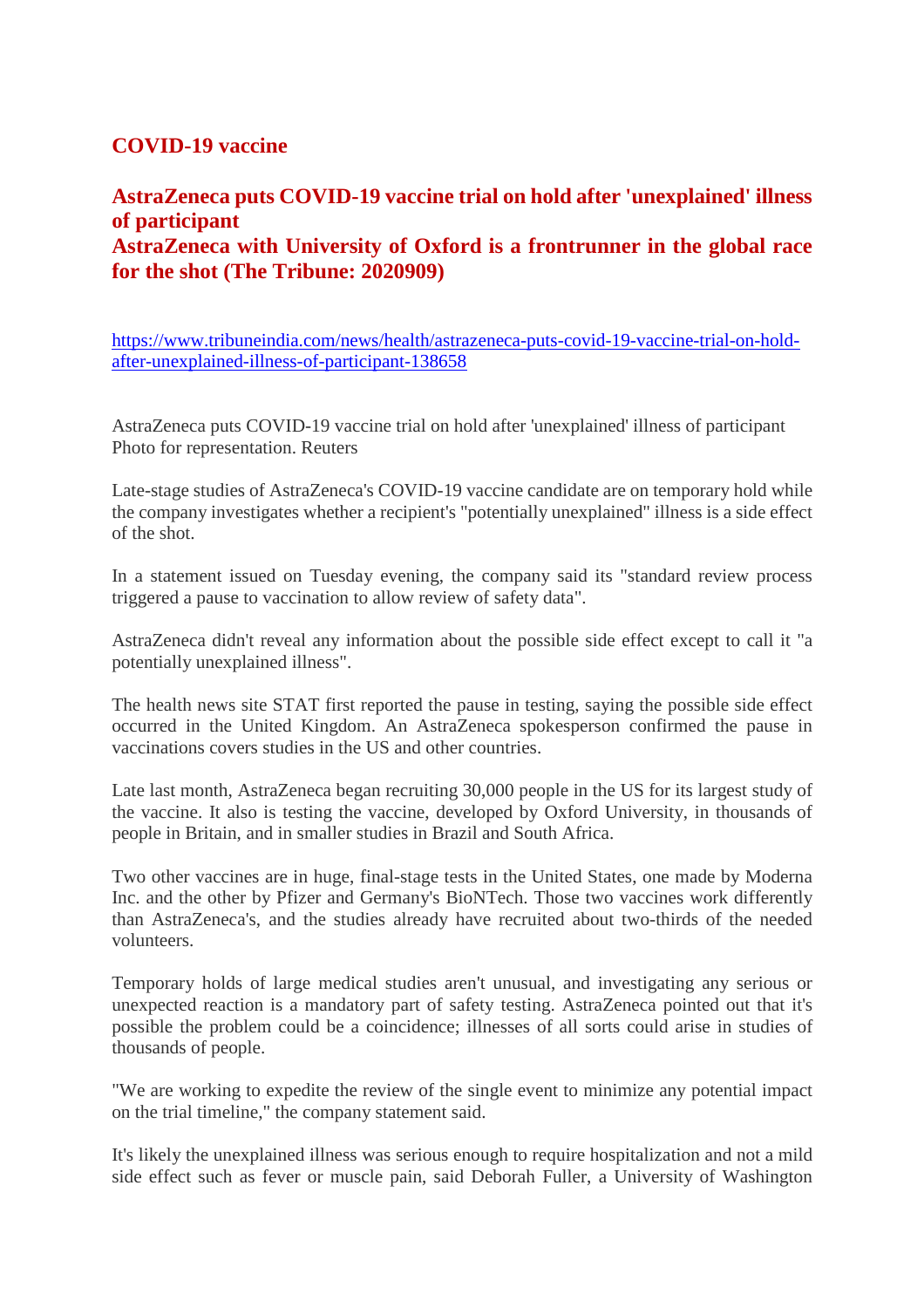## COVID-19 vaccine

### AstraZeneca puts COVID-19 vaccine trial on hold after 'unexplained' illness of participant
### AstraZeneca with University of Oxford is a frontrunner in the global race for the shot (The Tribune: 2020909)

https://www.tribuneindia.com/news/health/astrazeneca-puts-covid-19-vaccine-trial-on-hold-after-unexplained-illness-of-participant-138658

AstraZeneca puts COVID-19 vaccine trial on hold after 'unexplained' illness of participant
Photo for representation. Reuters

Late-stage studies of AstraZeneca's COVID-19 vaccine candidate are on temporary hold while the company investigates whether a recipient's "potentially unexplained" illness is a side effect of the shot.

In a statement issued on Tuesday evening, the company said its "standard review process triggered a pause to vaccination to allow review of safety data".

AstraZeneca didn't reveal any information about the possible side effect except to call it "a potentially unexplained illness".

The health news site STAT first reported the pause in testing, saying the possible side effect occurred in the United Kingdom. An AstraZeneca spokesperson confirmed the pause in vaccinations covers studies in the US and other countries.

Late last month, AstraZeneca began recruiting 30,000 people in the US for its largest study of the vaccine. It also is testing the vaccine, developed by Oxford University, in thousands of people in Britain, and in smaller studies in Brazil and South Africa.

Two other vaccines are in huge, final-stage tests in the United States, one made by Moderna Inc. and the other by Pfizer and Germany's BioNTech. Those two vaccines work differently than AstraZeneca's, and the studies already have recruited about two-thirds of the needed volunteers.

Temporary holds of large medical studies aren't unusual, and investigating any serious or unexpected reaction is a mandatory part of safety testing. AstraZeneca pointed out that it's possible the problem could be a coincidence; illnesses of all sorts could arise in studies of thousands of people.

"We are working to expedite the review of the single event to minimize any potential impact on the trial timeline," the company statement said.

It's likely the unexplained illness was serious enough to require hospitalization and not a mild side effect such as fever or muscle pain, said Deborah Fuller, a University of Washington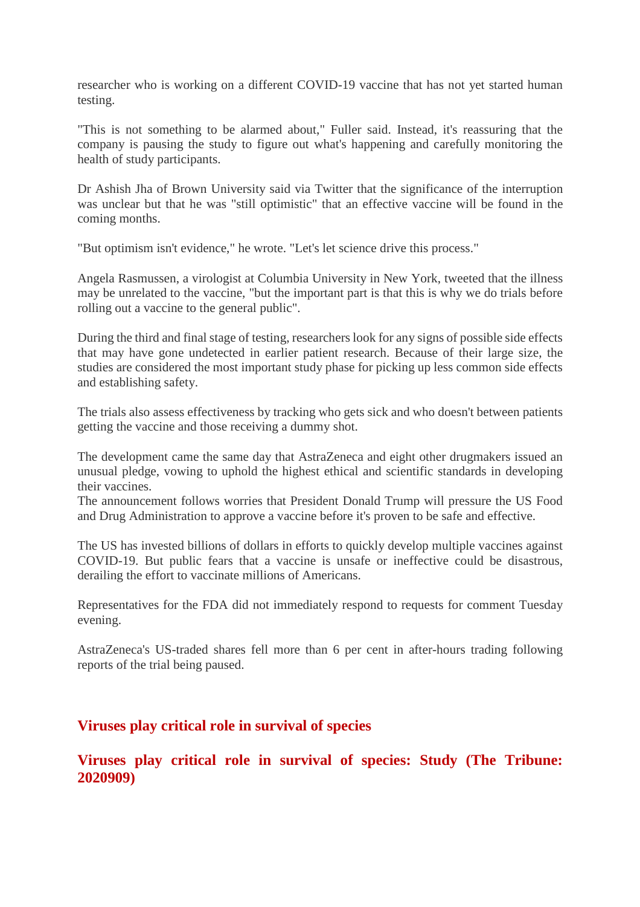researcher who is working on a different COVID-19 vaccine that has not yet started human testing.

"This is not something to be alarmed about," Fuller said. Instead, it's reassuring that the company is pausing the study to figure out what's happening and carefully monitoring the health of study participants.

Dr Ashish Jha of Brown University said via Twitter that the significance of the interruption was unclear but that he was "still optimistic" that an effective vaccine will be found in the coming months.

"But optimism isn't evidence," he wrote. "Let's let science drive this process."

Angela Rasmussen, a virologist at Columbia University in New York, tweeted that the illness may be unrelated to the vaccine, "but the important part is that this is why we do trials before rolling out a vaccine to the general public".

During the third and final stage of testing, researchers look for any signs of possible side effects that may have gone undetected in earlier patient research. Because of their large size, the studies are considered the most important study phase for picking up less common side effects and establishing safety.

The trials also assess effectiveness by tracking who gets sick and who doesn't between patients getting the vaccine and those receiving a dummy shot.

The development came the same day that AstraZeneca and eight other drugmakers issued an unusual pledge, vowing to uphold the highest ethical and scientific standards in developing their vaccines.
The announcement follows worries that President Donald Trump will pressure the US Food and Drug Administration to approve a vaccine before it's proven to be safe and effective.

The US has invested billions of dollars in efforts to quickly develop multiple vaccines against COVID-19. But public fears that a vaccine is unsafe or ineffective could be disastrous, derailing the effort to vaccinate millions of Americans.

Representatives for the FDA did not immediately respond to requests for comment Tuesday evening.

AstraZeneca's US-traded shares fell more than 6 per cent in after-hours trading following reports of the trial being paused.

## Viruses play critical role in survival of species

## Viruses play critical role in survival of species: Study (The Tribune: 2020909)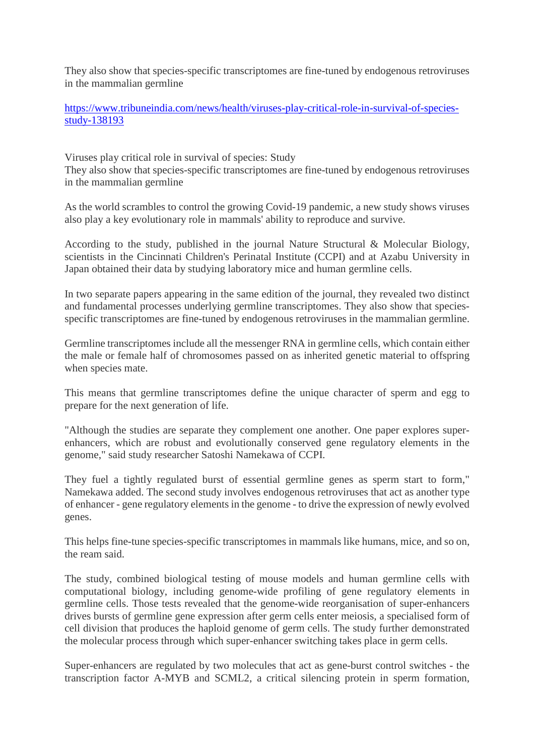They also show that species-specific transcriptomes are fine-tuned by endogenous retroviruses in the mammalian germline

https://www.tribuneindia.com/news/health/viruses-play-critical-role-in-survival-of-species-study-138193

Viruses play critical role in survival of species: Study
They also show that species-specific transcriptomes are fine-tuned by endogenous retroviruses in the mammalian germline

As the world scrambles to control the growing Covid-19 pandemic, a new study shows viruses also play a key evolutionary role in mammals' ability to reproduce and survive.

According to the study, published in the journal Nature Structural & Molecular Biology, scientists in the Cincinnati Children's Perinatal Institute (CCPI) and at Azabu University in Japan obtained their data by studying laboratory mice and human germline cells.

In two separate papers appearing in the same edition of the journal, they revealed two distinct and fundamental processes underlying germline transcriptomes. They also show that species-specific transcriptomes are fine-tuned by endogenous retroviruses in the mammalian germline.

Germline transcriptomes include all the messenger RNA in germline cells, which contain either the male or female half of chromosomes passed on as inherited genetic material to offspring when species mate.

This means that germline transcriptomes define the unique character of sperm and egg to prepare for the next generation of life.

"Although the studies are separate they complement one another. One paper explores super-enhancers, which are robust and evolutionally conserved gene regulatory elements in the genome," said study researcher Satoshi Namekawa of CCPI.

They fuel a tightly regulated burst of essential germline genes as sperm start to form," Namekawa added. The second study involves endogenous retroviruses that act as another type of enhancer - gene regulatory elements in the genome - to drive the expression of newly evolved genes.

This helps fine-tune species-specific transcriptomes in mammals like humans, mice, and so on, the ream said.

The study, combined biological testing of mouse models and human germline cells with computational biology, including genome-wide profiling of gene regulatory elements in germline cells. Those tests revealed that the genome-wide reorganisation of super-enhancers drives bursts of germline gene expression after germ cells enter meiosis, a specialised form of cell division that produces the haploid genome of germ cells. The study further demonstrated the molecular process through which super-enhancer switching takes place in germ cells.

Super-enhancers are regulated by two molecules that act as gene-burst control switches - the transcription factor A-MYB and SCML2, a critical silencing protein in sperm formation,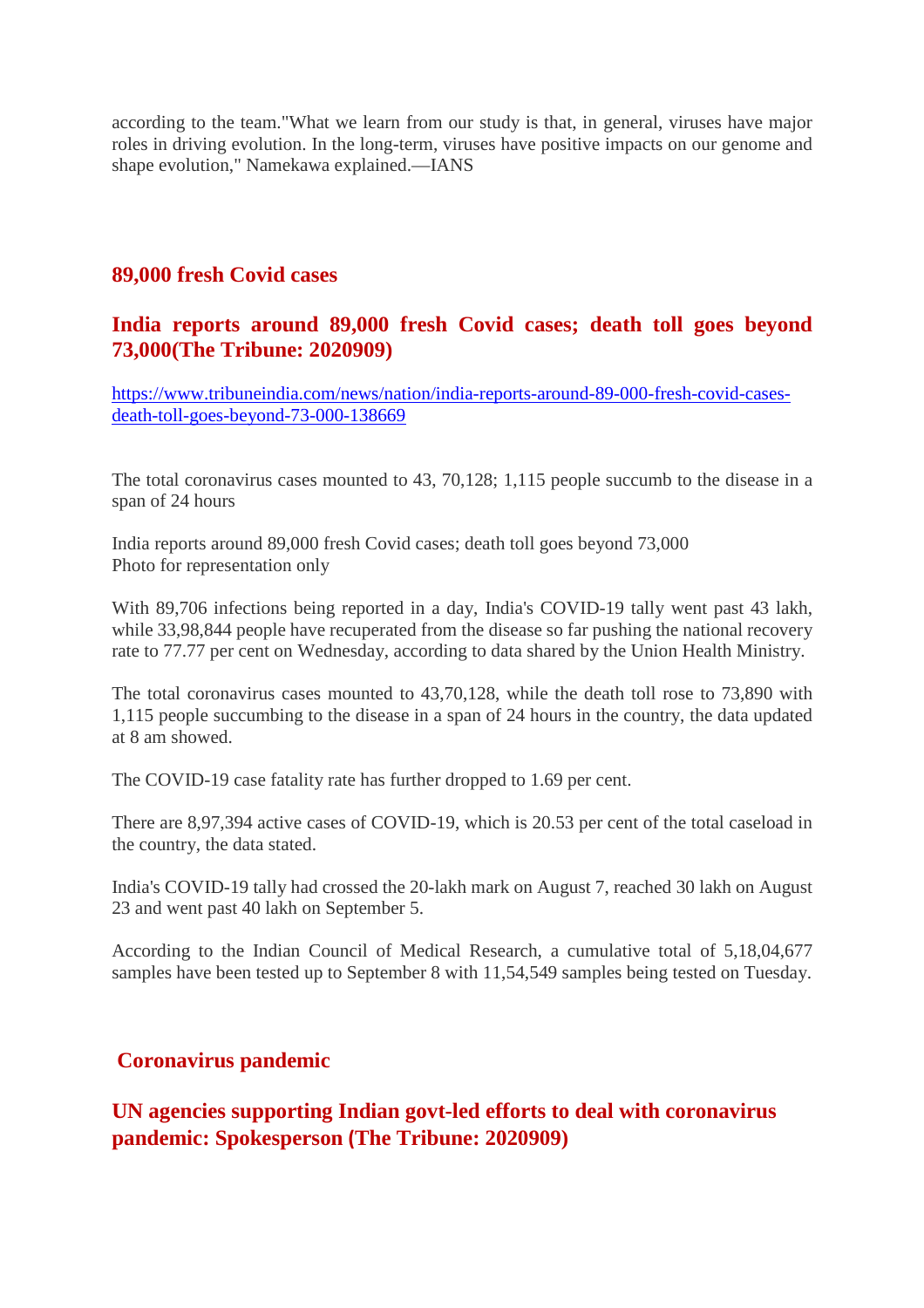according to the team."What we learn from our study is that, in general, viruses have major roles in driving evolution. In the long-term, viruses have positive impacts on our genome and shape evolution," Namekawa explained.—IANS

## 89,000 fresh Covid cases

## India reports around 89,000 fresh Covid cases; death toll goes beyond 73,000(The Tribune: 2020909)

https://www.tribuneindia.com/news/nation/india-reports-around-89-000-fresh-covid-cases-death-toll-goes-beyond-73-000-138669

The total coronavirus cases mounted to 43, 70,128; 1,115 people succumb to the disease in a span of 24 hours

India reports around 89,000 fresh Covid cases; death toll goes beyond 73,000
Photo for representation only

With 89,706 infections being reported in a day, India's COVID-19 tally went past 43 lakh, while 33,98,844 people have recuperated from the disease so far pushing the national recovery rate to 77.77 per cent on Wednesday, according to data shared by the Union Health Ministry.

The total coronavirus cases mounted to 43,70,128, while the death toll rose to 73,890 with 1,115 people succumbing to the disease in a span of 24 hours in the country, the data updated at 8 am showed.

The COVID-19 case fatality rate has further dropped to 1.69 per cent.

There are 8,97,394 active cases of COVID-19, which is 20.53 per cent of the total caseload in the country, the data stated.

India's COVID-19 tally had crossed the 20-lakh mark on August 7, reached 30 lakh on August 23 and went past 40 lakh on September 5.

According to the Indian Council of Medical Research, a cumulative total of 5,18,04,677 samples have been tested up to September 8 with 11,54,549 samples being tested on Tuesday.

## Coronavirus pandemic

## UN agencies supporting Indian govt-led efforts to deal with coronavirus pandemic: Spokesperson (The Tribune: 2020909)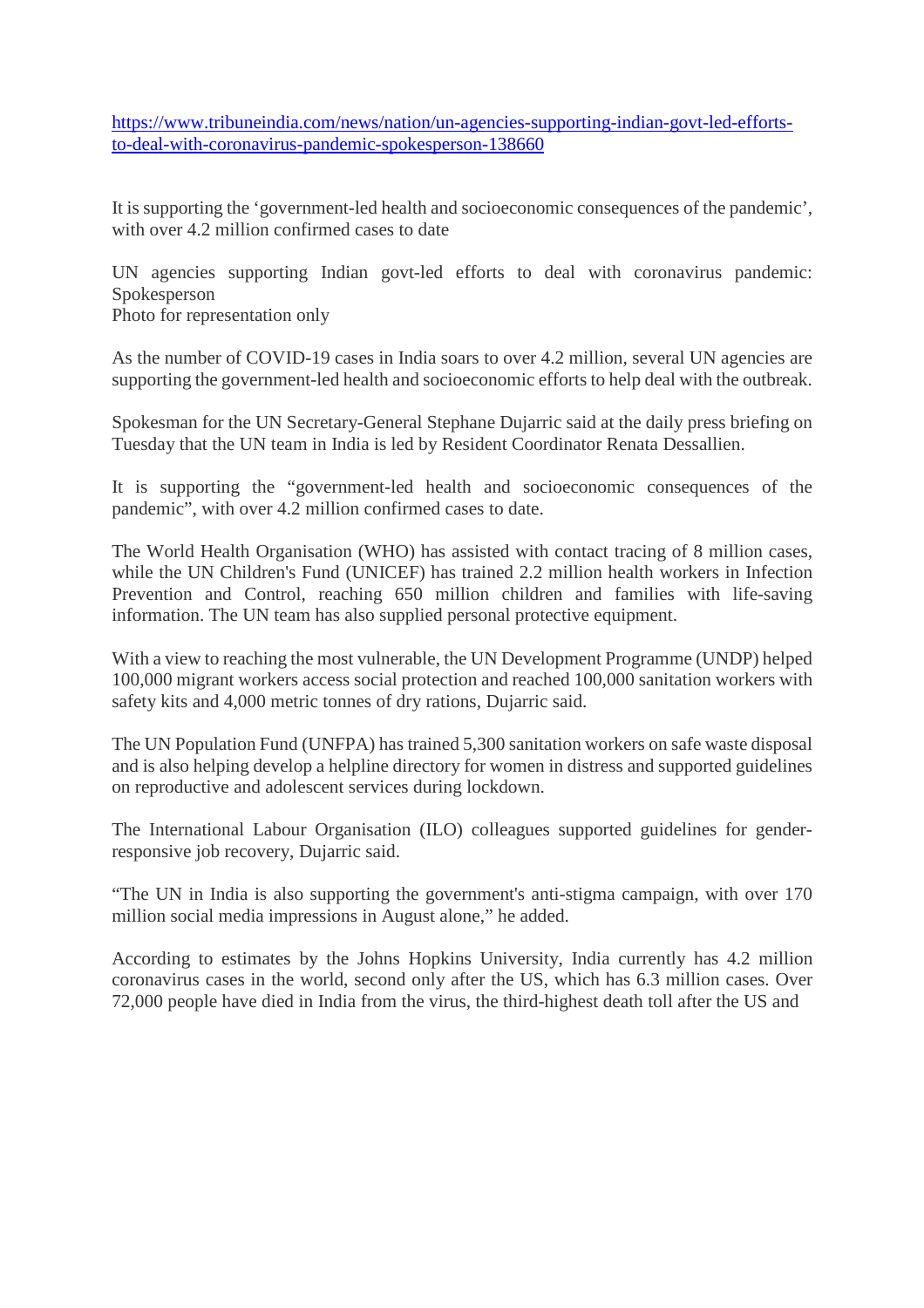https://www.tribuneindia.com/news/nation/un-agencies-supporting-indian-govt-led-efforts-to-deal-with-coronavirus-pandemic-spokesperson-138660

It is supporting the 'government-led health and socioeconomic consequences of the pandemic', with over 4.2 million confirmed cases to date

UN agencies supporting Indian govt-led efforts to deal with coronavirus pandemic: Spokesperson
Photo for representation only

As the number of COVID-19 cases in India soars to over 4.2 million, several UN agencies are supporting the government-led health and socioeconomic efforts to help deal with the outbreak.

Spokesman for the UN Secretary-General Stephane Dujarric said at the daily press briefing on Tuesday that the UN team in India is led by Resident Coordinator Renata Dessallien.

It is supporting the "government-led health and socioeconomic consequences of the pandemic", with over 4.2 million confirmed cases to date.

The World Health Organisation (WHO) has assisted with contact tracing of 8 million cases, while the UN Children's Fund (UNICEF) has trained 2.2 million health workers in Infection Prevention and Control, reaching 650 million children and families with life-saving information. The UN team has also supplied personal protective equipment.

With a view to reaching the most vulnerable, the UN Development Programme (UNDP) helped 100,000 migrant workers access social protection and reached 100,000 sanitation workers with safety kits and 4,000 metric tonnes of dry rations, Dujarric said.

The UN Population Fund (UNFPA) has trained 5,300 sanitation workers on safe waste disposal and is also helping develop a helpline directory for women in distress and supported guidelines on reproductive and adolescent services during lockdown.

The International Labour Organisation (ILO) colleagues supported guidelines for gender-responsive job recovery, Dujarric said.

"The UN in India is also supporting the government's anti-stigma campaign, with over 170 million social media impressions in August alone," he added.

According to estimates by the Johns Hopkins University, India currently has 4.2 million coronavirus cases in the world, second only after the US, which has 6.3 million cases. Over 72,000 people have died in India from the virus, the third-highest death toll after the US and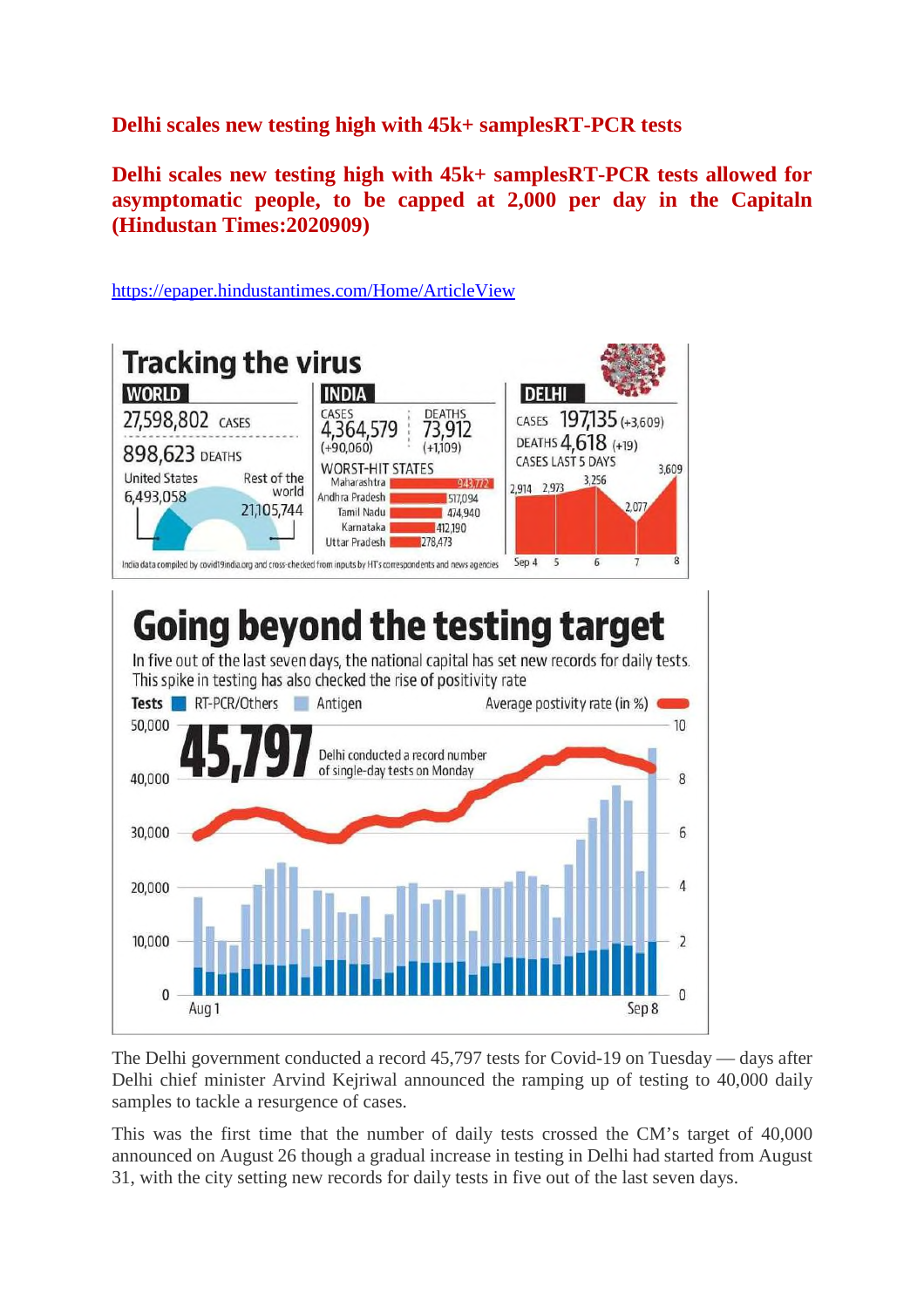**Delhi scales new testing high with 45k+ samplesRT-PCR tests**

**Delhi scales new testing high with 45k+ samplesRT-PCR tests allowed for asymptomatic people, to be capped at 2,000 per day in the Capitaln (Hindustan Times:2020909)**

https://epaper.hindustantimes.com/Home/ArticleView

## Tracking the virus

**WORLD**

27,598,802 CASES

898,623 DEATHS

United States 6,493,058

Rest of the world 21,105,744

**INDIA**

CASES 4,364,579 (+90,060)

DEATHS 73,912 (+1,109)

WORST-HIT STATES

| State | Cases |
|---|---|
| Maharashtra | 943,772 |
| Andhra Pradesh | 517,094 |
| Tamil Nadu | 474,940 |
| Karnataka | 412,190 |
| Uttar Pradesh | 278,473 |

**DELHI**

CASES 197,135 (+3,609)

DEATHS 4,618 (+19)

CASES LAST 5 DAYS

| Sep 4 | 5 | 6 | 7 | 8 |
|---|---|---|---|---|
| 2,914 | 2,973 | 3,256 | 2,077 | 3,609 |

India data compiled by covid19india.org and cross-checked from inputs by HT's correspondents and news agencies

## Going beyond the testing target

In five out of the last seven days, the national capital has set new records for daily tests. This spike in testing has also checked the rise of positivity rate

Tests: RT-PCR/Others, Antigen — Average postivity rate (in %)

**45,797** Delhi conducted a record number of single-day tests on Monday

Aug 1 — Sep 8

The Delhi government conducted a record 45,797 tests for Covid-19 on Tuesday — days after Delhi chief minister Arvind Kejriwal announced the ramping up of testing to 40,000 daily samples to tackle a resurgence of cases.

This was the first time that the number of daily tests crossed the CM's target of 40,000 announced on August 26 though a gradual increase in testing in Delhi had started from August 31, with the city setting new records for daily tests in five out of the last seven days.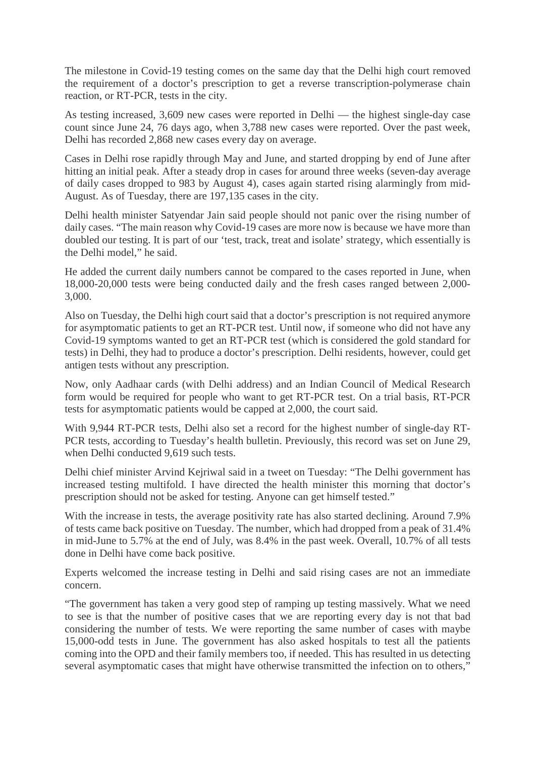The milestone in Covid-19 testing comes on the same day that the Delhi high court removed the requirement of a doctor's prescription to get a reverse transcription-polymerase chain reaction, or RT-PCR, tests in the city.

As testing increased, 3,609 new cases were reported in Delhi — the highest single-day case count since June 24, 76 days ago, when 3,788 new cases were reported. Over the past week, Delhi has recorded 2,868 new cases every day on average.

Cases in Delhi rose rapidly through May and June, and started dropping by end of June after hitting an initial peak. After a steady drop in cases for around three weeks (seven-day average of daily cases dropped to 983 by August 4), cases again started rising alarmingly from mid-August. As of Tuesday, there are 197,135 cases in the city.

Delhi health minister Satyendar Jain said people should not panic over the rising number of daily cases. "The main reason why Covid-19 cases are more now is because we have more than doubled our testing. It is part of our 'test, track, treat and isolate' strategy, which essentially is the Delhi model," he said.

He added the current daily numbers cannot be compared to the cases reported in June, when 18,000-20,000 tests were being conducted daily and the fresh cases ranged between 2,000-3,000.

Also on Tuesday, the Delhi high court said that a doctor's prescription is not required anymore for asymptomatic patients to get an RT-PCR test. Until now, if someone who did not have any Covid-19 symptoms wanted to get an RT-PCR test (which is considered the gold standard for tests) in Delhi, they had to produce a doctor's prescription. Delhi residents, however, could get antigen tests without any prescription.

Now, only Aadhaar cards (with Delhi address) and an Indian Council of Medical Research form would be required for people who want to get RT-PCR test. On a trial basis, RT-PCR tests for asymptomatic patients would be capped at 2,000, the court said.

With 9,944 RT-PCR tests, Delhi also set a record for the highest number of single-day RT-PCR tests, according to Tuesday's health bulletin. Previously, this record was set on June 29, when Delhi conducted 9,619 such tests.

Delhi chief minister Arvind Kejriwal said in a tweet on Tuesday: "The Delhi government has increased testing multifold. I have directed the health minister this morning that doctor's prescription should not be asked for testing. Anyone can get himself tested."

With the increase in tests, the average positivity rate has also started declining. Around 7.9% of tests came back positive on Tuesday. The number, which had dropped from a peak of 31.4% in mid-June to 5.7% at the end of July, was 8.4% in the past week. Overall, 10.7% of all tests done in Delhi have come back positive.

Experts welcomed the increase testing in Delhi and said rising cases are not an immediate concern.

"The government has taken a very good step of ramping up testing massively. What we need to see is that the number of positive cases that we are reporting every day is not that bad considering the number of tests. We were reporting the same number of cases with maybe 15,000-odd tests in June. The government has also asked hospitals to test all the patients coming into the OPD and their family members too, if needed. This has resulted in us detecting several asymptomatic cases that might have otherwise transmitted the infection on to others,"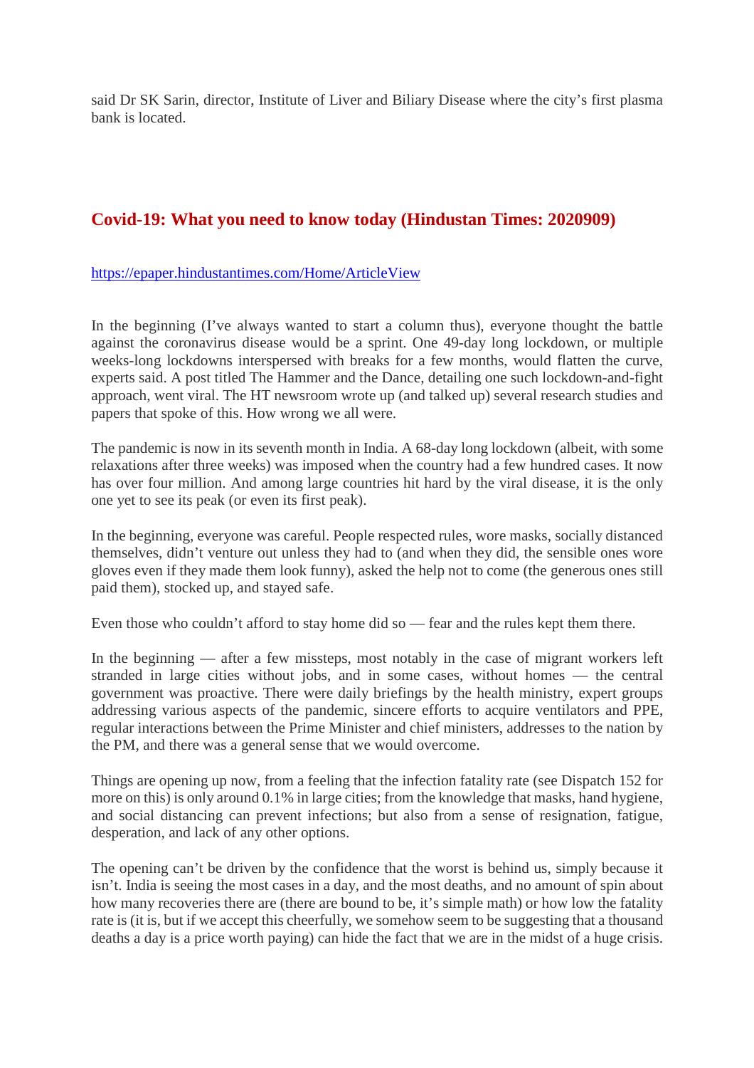said Dr SK Sarin, director, Institute of Liver and Biliary Disease where the city's first plasma bank is located.

## Covid-19: What you need to know today (Hindustan Times: 2020909)

https://epaper.hindustantimes.com/Home/ArticleView

In the beginning (I've always wanted to start a column thus), everyone thought the battle against the coronavirus disease would be a sprint. One 49-day long lockdown, or multiple weeks-long lockdowns interspersed with breaks for a few months, would flatten the curve, experts said. A post titled The Hammer and the Dance, detailing one such lockdown-and-fight approach, went viral. The HT newsroom wrote up (and talked up) several research studies and papers that spoke of this. How wrong we all were.

The pandemic is now in its seventh month in India. A 68-day long lockdown (albeit, with some relaxations after three weeks) was imposed when the country had a few hundred cases. It now has over four million. And among large countries hit hard by the viral disease, it is the only one yet to see its peak (or even its first peak).

In the beginning, everyone was careful. People respected rules, wore masks, socially distanced themselves, didn't venture out unless they had to (and when they did, the sensible ones wore gloves even if they made them look funny), asked the help not to come (the generous ones still paid them), stocked up, and stayed safe.

Even those who couldn't afford to stay home did so — fear and the rules kept them there.

In the beginning — after a few missteps, most notably in the case of migrant workers left stranded in large cities without jobs, and in some cases, without homes — the central government was proactive. There were daily briefings by the health ministry, expert groups addressing various aspects of the pandemic, sincere efforts to acquire ventilators and PPE, regular interactions between the Prime Minister and chief ministers, addresses to the nation by the PM, and there was a general sense that we would overcome.

Things are opening up now, from a feeling that the infection fatality rate (see Dispatch 152 for more on this) is only around 0.1% in large cities; from the knowledge that masks, hand hygiene, and social distancing can prevent infections; but also from a sense of resignation, fatigue, desperation, and lack of any other options.

The opening can't be driven by the confidence that the worst is behind us, simply because it isn't. India is seeing the most cases in a day, and the most deaths, and no amount of spin about how many recoveries there are (there are bound to be, it's simple math) or how low the fatality rate is (it is, but if we accept this cheerfully, we somehow seem to be suggesting that a thousand deaths a day is a price worth paying) can hide the fact that we are in the midst of a huge crisis.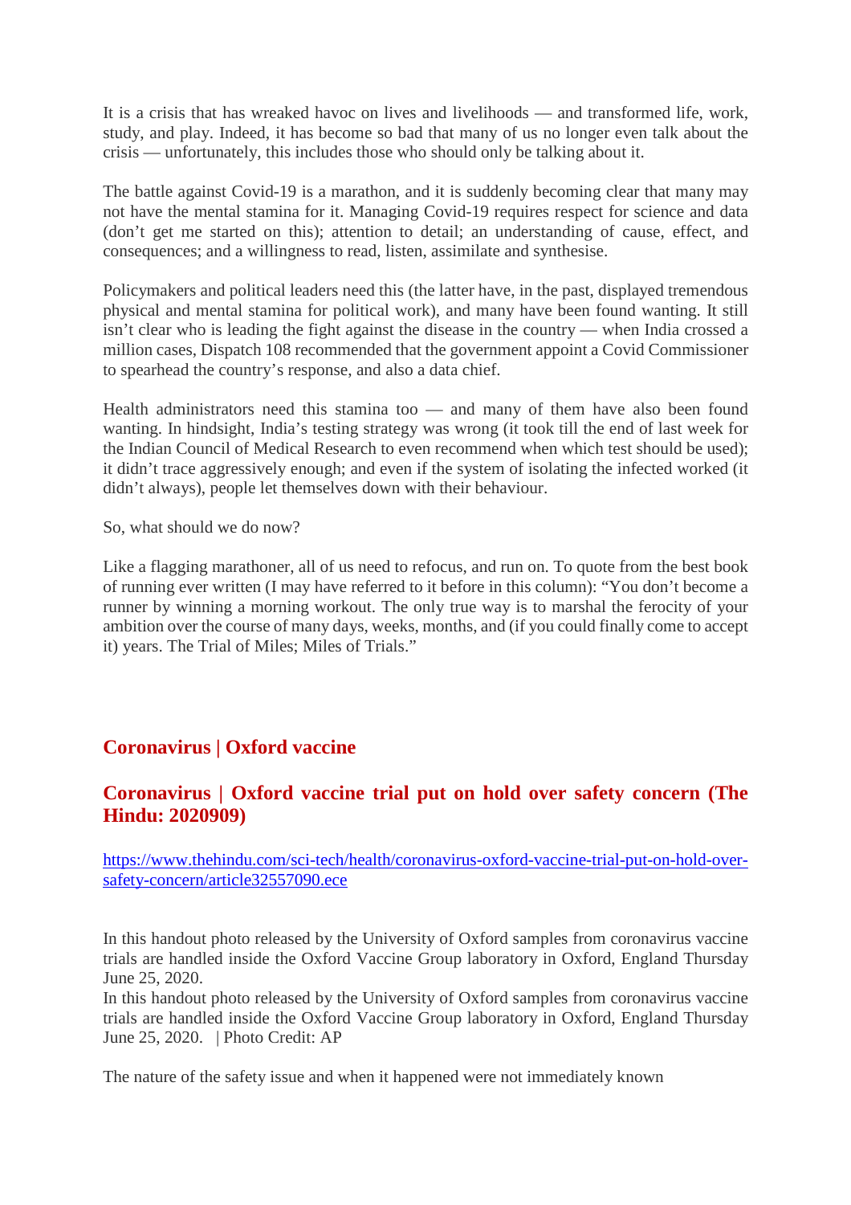It is a crisis that has wreaked havoc on lives and livelihoods — and transformed life, work, study, and play. Indeed, it has become so bad that many of us no longer even talk about the crisis — unfortunately, this includes those who should only be talking about it.

The battle against Covid-19 is a marathon, and it is suddenly becoming clear that many may not have the mental stamina for it. Managing Covid-19 requires respect for science and data (don't get me started on this); attention to detail; an understanding of cause, effect, and consequences; and a willingness to read, listen, assimilate and synthesise.

Policymakers and political leaders need this (the latter have, in the past, displayed tremendous physical and mental stamina for political work), and many have been found wanting. It still isn't clear who is leading the fight against the disease in the country — when India crossed a million cases, Dispatch 108 recommended that the government appoint a Covid Commissioner to spearhead the country's response, and also a data chief.

Health administrators need this stamina too — and many of them have also been found wanting. In hindsight, India's testing strategy was wrong (it took till the end of last week for the Indian Council of Medical Research to even recommend when which test should be used); it didn't trace aggressively enough; and even if the system of isolating the infected worked (it didn't always), people let themselves down with their behaviour.

So, what should we do now?

Like a flagging marathoner, all of us need to refocus, and run on. To quote from the best book of running ever written (I may have referred to it before in this column): "You don't become a runner by winning a morning workout. The only true way is to marshal the ferocity of your ambition over the course of many days, weeks, months, and (if you could finally come to accept it) years. The Trial of Miles; Miles of Trials."

## Coronavirus | Oxford vaccine

## Coronavirus | Oxford vaccine trial put on hold over safety concern (The Hindu: 2020909)

https://www.thehindu.com/sci-tech/health/coronavirus-oxford-vaccine-trial-put-on-hold-over-safety-concern/article32557090.ece

In this handout photo released by the University of Oxford samples from coronavirus vaccine trials are handled inside the Oxford Vaccine Group laboratory in Oxford, England Thursday June 25, 2020.
In this handout photo released by the University of Oxford samples from coronavirus vaccine trials are handled inside the Oxford Vaccine Group laboratory in Oxford, England Thursday June 25, 2020. | Photo Credit: AP

The nature of the safety issue and when it happened were not immediately known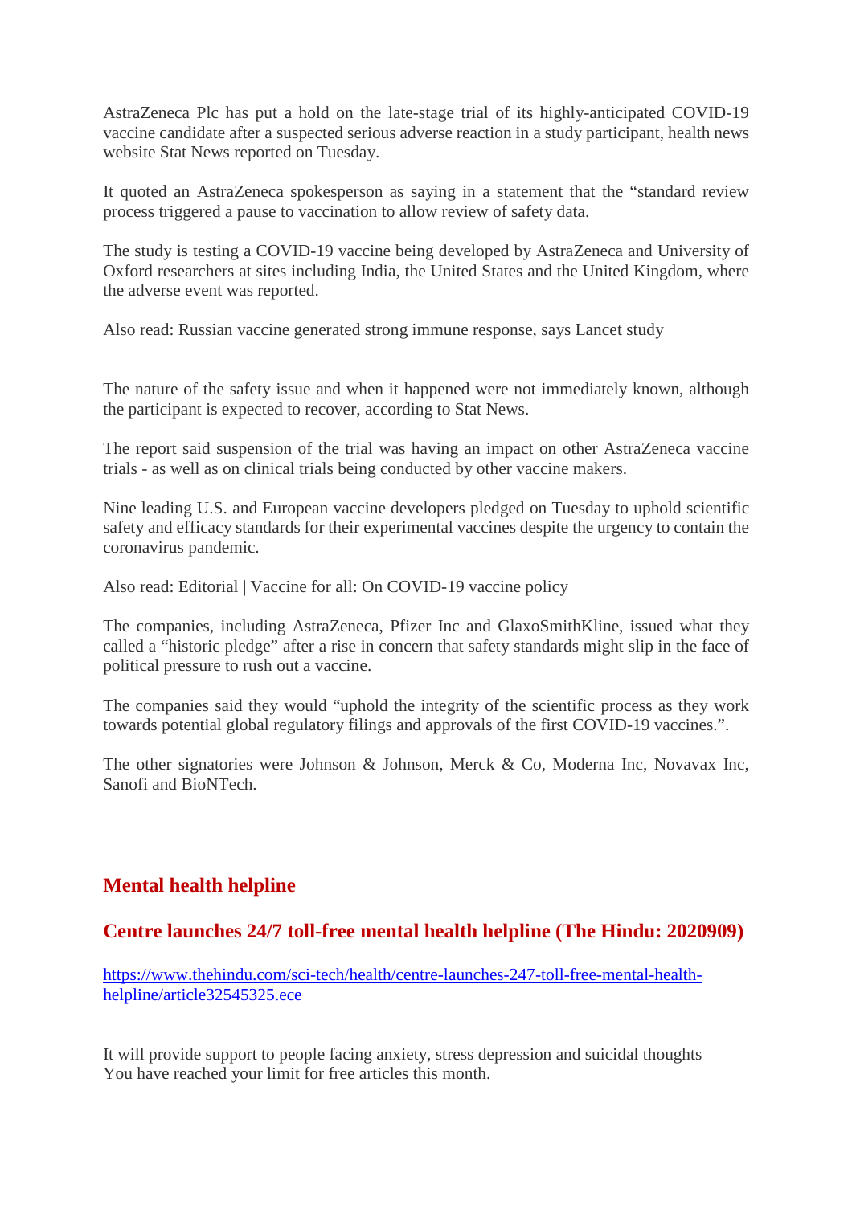AstraZeneca Plc has put a hold on the late-stage trial of its highly-anticipated COVID-19 vaccine candidate after a suspected serious adverse reaction in a study participant, health news website Stat News reported on Tuesday.

It quoted an AstraZeneca spokesperson as saying in a statement that the "standard review process triggered a pause to vaccination to allow review of safety data.

The study is testing a COVID-19 vaccine being developed by AstraZeneca and University of Oxford researchers at sites including India, the United States and the United Kingdom, where the adverse event was reported.

Also read: Russian vaccine generated strong immune response, says Lancet study

The nature of the safety issue and when it happened were not immediately known, although the participant is expected to recover, according to Stat News.

The report said suspension of the trial was having an impact on other AstraZeneca vaccine trials - as well as on clinical trials being conducted by other vaccine makers.

Nine leading U.S. and European vaccine developers pledged on Tuesday to uphold scientific safety and efficacy standards for their experimental vaccines despite the urgency to contain the coronavirus pandemic.

Also read: Editorial | Vaccine for all: On COVID-19 vaccine policy

The companies, including AstraZeneca, Pfizer Inc and GlaxoSmithKline, issued what they called a "historic pledge" after a rise in concern that safety standards might slip in the face of political pressure to rush out a vaccine.

The companies said they would "uphold the integrity of the scientific process as they work towards potential global regulatory filings and approvals of the first COVID-19 vaccines.".

The other signatories were Johnson & Johnson, Merck & Co, Moderna Inc, Novavax Inc, Sanofi and BioNTech.

## Mental health helpline

## Centre launches 24/7 toll-free mental health helpline (The Hindu: 2020909)

[https://www.thehindu.com/sci-tech/health/centre-launches-247-toll-free-mental-health-helpline/article32545325.ece](https://www.thehindu.com/sci-tech/health/centre-launches-247-toll-free-mental-health-helpline/article32545325.ece)

It will provide support to people facing anxiety, stress depression and suicidal thoughts
You have reached your limit for free articles this month.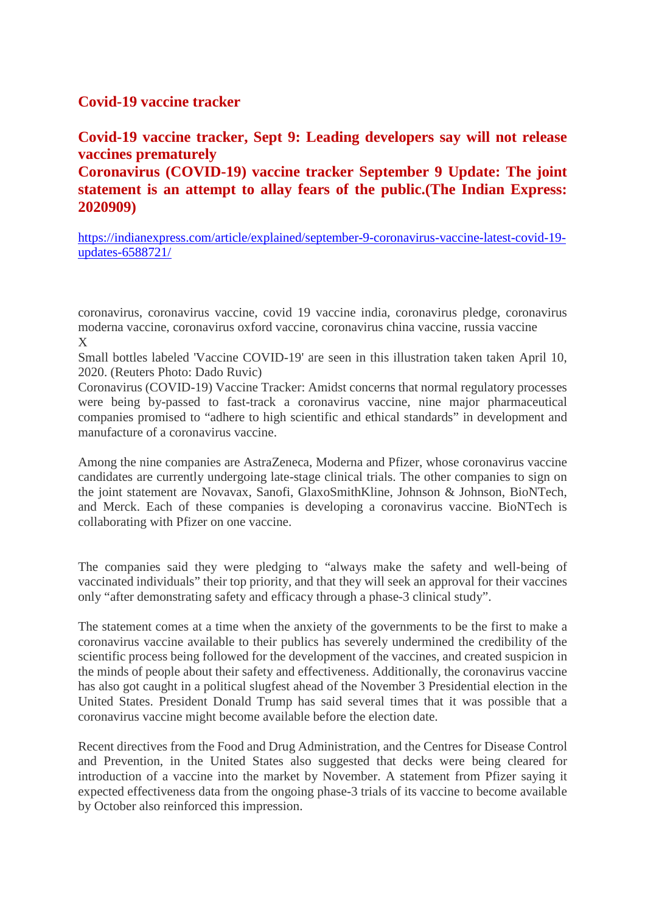## Covid-19 vaccine tracker

## Covid-19 vaccine tracker, Sept 9: Leading developers say will not release vaccines prematurely

## Coronavirus (COVID-19) vaccine tracker September 9 Update: The joint statement is an attempt to allay fears of the public.(The Indian Express: 2020909)

https://indianexpress.com/article/explained/september-9-coronavirus-vaccine-latest-covid-19-updates-6588721/

coronavirus, coronavirus vaccine, covid 19 vaccine india, coronavirus pledge, coronavirus moderna vaccine, coronavirus oxford vaccine, coronavirus china vaccine, russia vaccine
X
Small bottles labeled 'Vaccine COVID-19' are seen in this illustration taken taken April 10, 2020. (Reuters Photo: Dado Ruvic)
Coronavirus (COVID-19) Vaccine Tracker: Amidst concerns that normal regulatory processes were being by-passed to fast-track a coronavirus vaccine, nine major pharmaceutical companies promised to "adhere to high scientific and ethical standards" in development and manufacture of a coronavirus vaccine.

Among the nine companies are AstraZeneca, Moderna and Pfizer, whose coronavirus vaccine candidates are currently undergoing late-stage clinical trials. The other companies to sign on the joint statement are Novavax, Sanofi, GlaxoSmithKline, Johnson & Johnson, BioNTech, and Merck. Each of these companies is developing a coronavirus vaccine. BioNTech is collaborating with Pfizer on one vaccine.

The companies said they were pledging to "always make the safety and well-being of vaccinated individuals" their top priority, and that they will seek an approval for their vaccines only "after demonstrating safety and efficacy through a phase-3 clinical study".

The statement comes at a time when the anxiety of the governments to be the first to make a coronavirus vaccine available to their publics has severely undermined the credibility of the scientific process being followed for the development of the vaccines, and created suspicion in the minds of people about their safety and effectiveness. Additionally, the coronavirus vaccine has also got caught in a political slugfest ahead of the November 3 Presidential election in the United States. President Donald Trump has said several times that it was possible that a coronavirus vaccine might become available before the election date.

Recent directives from the Food and Drug Administration, and the Centres for Disease Control and Prevention, in the United States also suggested that decks were being cleared for introduction of a vaccine into the market by November. A statement from Pfizer saying it expected effectiveness data from the ongoing phase-3 trials of its vaccine to become available by October also reinforced this impression.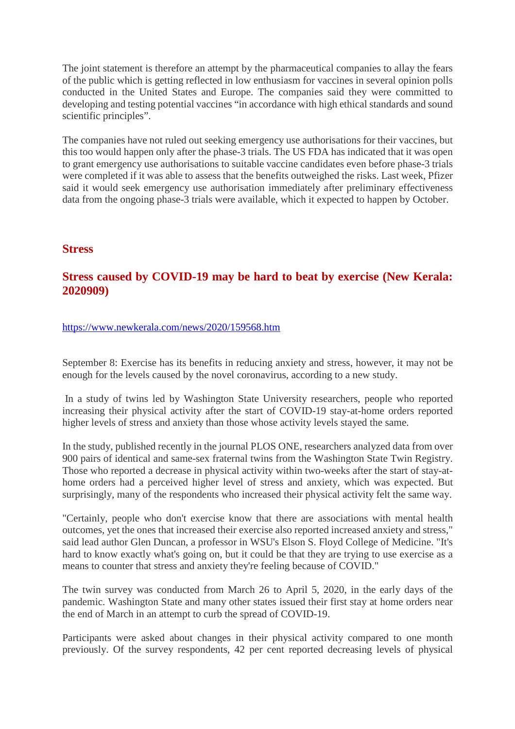The joint statement is therefore an attempt by the pharmaceutical companies to allay the fears of the public which is getting reflected in low enthusiasm for vaccines in several opinion polls conducted in the United States and Europe. The companies said they were committed to developing and testing potential vaccines “in accordance with high ethical standards and sound scientific principles”.

The companies have not ruled out seeking emergency use authorisations for their vaccines, but this too would happen only after the phase-3 trials. The US FDA has indicated that it was open to grant emergency use authorisations to suitable vaccine candidates even before phase-3 trials were completed if it was able to assess that the benefits outweighed the risks. Last week, Pfizer said it would seek emergency use authorisation immediately after preliminary effectiveness data from the ongoing phase-3 trials were available, which it expected to happen by October.

## Stress

### Stress caused by COVID-19 may be hard to beat by exercise (New Kerala: 2020909)

https://www.newkerala.com/news/2020/159568.htm

September 8: Exercise has its benefits in reducing anxiety and stress, however, it may not be enough for the levels caused by the novel coronavirus, according to a new study.

In a study of twins led by Washington State University researchers, people who reported increasing their physical activity after the start of COVID-19 stay-at-home orders reported higher levels of stress and anxiety than those whose activity levels stayed the same.

In the study, published recently in the journal PLOS ONE, researchers analyzed data from over 900 pairs of identical and same-sex fraternal twins from the Washington State Twin Registry. Those who reported a decrease in physical activity within two-weeks after the start of stay-at-home orders had a perceived higher level of stress and anxiety, which was expected. But surprisingly, many of the respondents who increased their physical activity felt the same way.

"Certainly, people who don't exercise know that there are associations with mental health outcomes, yet the ones that increased their exercise also reported increased anxiety and stress," said lead author Glen Duncan, a professor in WSU's Elson S. Floyd College of Medicine. "It's hard to know exactly what's going on, but it could be that they are trying to use exercise as a means to counter that stress and anxiety they're feeling because of COVID."

The twin survey was conducted from March 26 to April 5, 2020, in the early days of the pandemic. Washington State and many other states issued their first stay at home orders near the end of March in an attempt to curb the spread of COVID-19.

Participants were asked about changes in their physical activity compared to one month previously. Of the survey respondents, 42 per cent reported decreasing levels of physical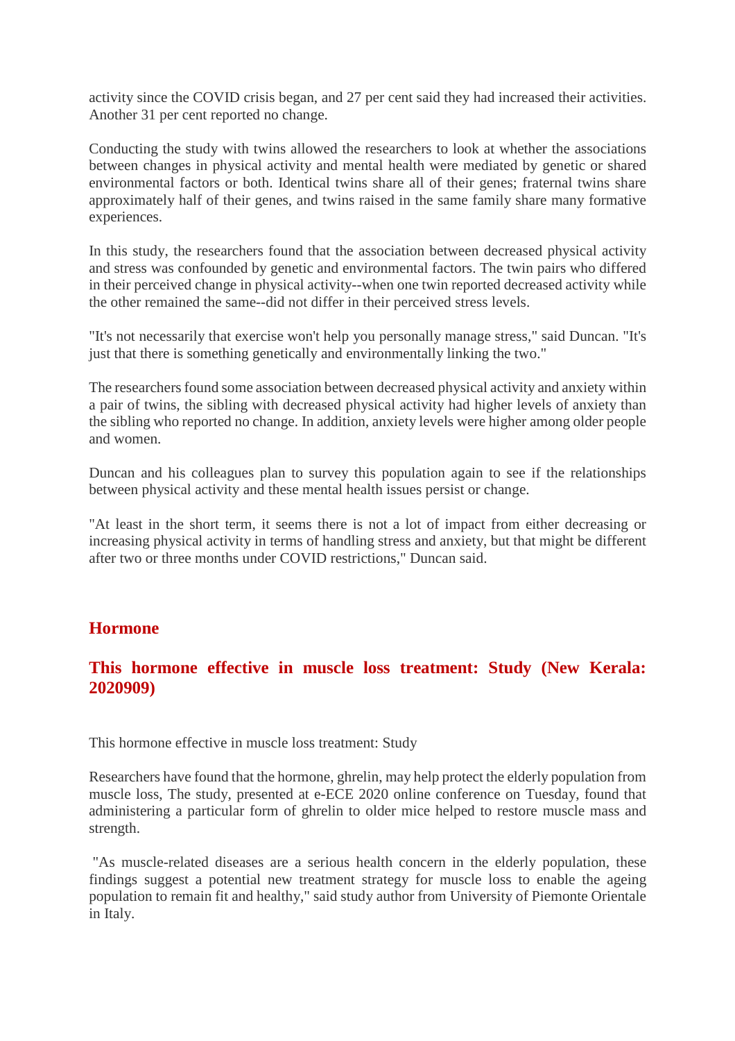activity since the COVID crisis began, and 27 per cent said they had increased their activities. Another 31 per cent reported no change.

Conducting the study with twins allowed the researchers to look at whether the associations between changes in physical activity and mental health were mediated by genetic or shared environmental factors or both. Identical twins share all of their genes; fraternal twins share approximately half of their genes, and twins raised in the same family share many formative experiences.

In this study, the researchers found that the association between decreased physical activity and stress was confounded by genetic and environmental factors. The twin pairs who differed in their perceived change in physical activity--when one twin reported decreased activity while the other remained the same--did not differ in their perceived stress levels.

"It's not necessarily that exercise won't help you personally manage stress," said Duncan. "It's just that there is something genetically and environmentally linking the two."

The researchers found some association between decreased physical activity and anxiety within a pair of twins, the sibling with decreased physical activity had higher levels of anxiety than the sibling who reported no change. In addition, anxiety levels were higher among older people and women.

Duncan and his colleagues plan to survey this population again to see if the relationships between physical activity and these mental health issues persist or change.

"At least in the short term, it seems there is not a lot of impact from either decreasing or increasing physical activity in terms of handling stress and anxiety, but that might be different after two or three months under COVID restrictions," Duncan said.

## Hormone

### This hormone effective in muscle loss treatment: Study (New Kerala: 2020909)

This hormone effective in muscle loss treatment: Study

Researchers have found that the hormone, ghrelin, may help protect the elderly population from muscle loss, The study, presented at e-ECE 2020 online conference on Tuesday, found that administering a particular form of ghrelin to older mice helped to restore muscle mass and strength.

"As muscle-related diseases are a serious health concern in the elderly population, these findings suggest a potential new treatment strategy for muscle loss to enable the ageing population to remain fit and healthy," said study author from University of Piemonte Orientale in Italy.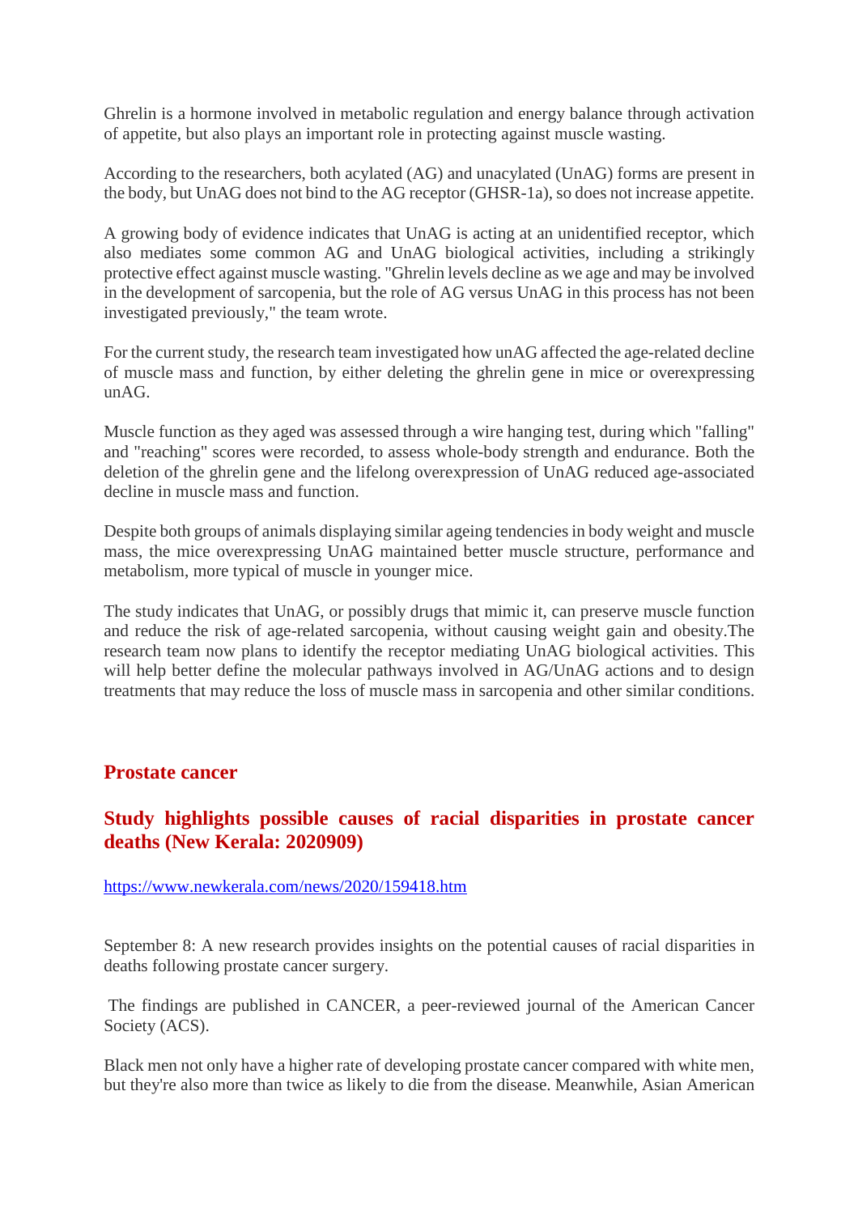Ghrelin is a hormone involved in metabolic regulation and energy balance through activation of appetite, but also plays an important role in protecting against muscle wasting.

According to the researchers, both acylated (AG) and unacylated (UnAG) forms are present in the body, but UnAG does not bind to the AG receptor (GHSR-1a), so does not increase appetite.

A growing body of evidence indicates that UnAG is acting at an unidentified receptor, which also mediates some common AG and UnAG biological activities, including a strikingly protective effect against muscle wasting. "Ghrelin levels decline as we age and may be involved in the development of sarcopenia, but the role of AG versus UnAG in this process has not been investigated previously," the team wrote.

For the current study, the research team investigated how unAG affected the age-related decline of muscle mass and function, by either deleting the ghrelin gene in mice or overexpressing unAG.

Muscle function as they aged was assessed through a wire hanging test, during which "falling" and "reaching" scores were recorded, to assess whole-body strength and endurance. Both the deletion of the ghrelin gene and the lifelong overexpression of UnAG reduced age-associated decline in muscle mass and function.

Despite both groups of animals displaying similar ageing tendencies in body weight and muscle mass, the mice overexpressing UnAG maintained better muscle structure, performance and metabolism, more typical of muscle in younger mice.

The study indicates that UnAG, or possibly drugs that mimic it, can preserve muscle function and reduce the risk of age-related sarcopenia, without causing weight gain and obesity.The research team now plans to identify the receptor mediating UnAG biological activities. This will help better define the molecular pathways involved in AG/UnAG actions and to design treatments that may reduce the loss of muscle mass in sarcopenia and other similar conditions.

## Prostate cancer

### Study highlights possible causes of racial disparities in prostate cancer deaths (New Kerala: 2020909)

https://www.newkerala.com/news/2020/159418.htm

September 8: A new research provides insights on the potential causes of racial disparities in deaths following prostate cancer surgery.

The findings are published in CANCER, a peer-reviewed journal of the American Cancer Society (ACS).

Black men not only have a higher rate of developing prostate cancer compared with white men, but they're also more than twice as likely to die from the disease. Meanwhile, Asian American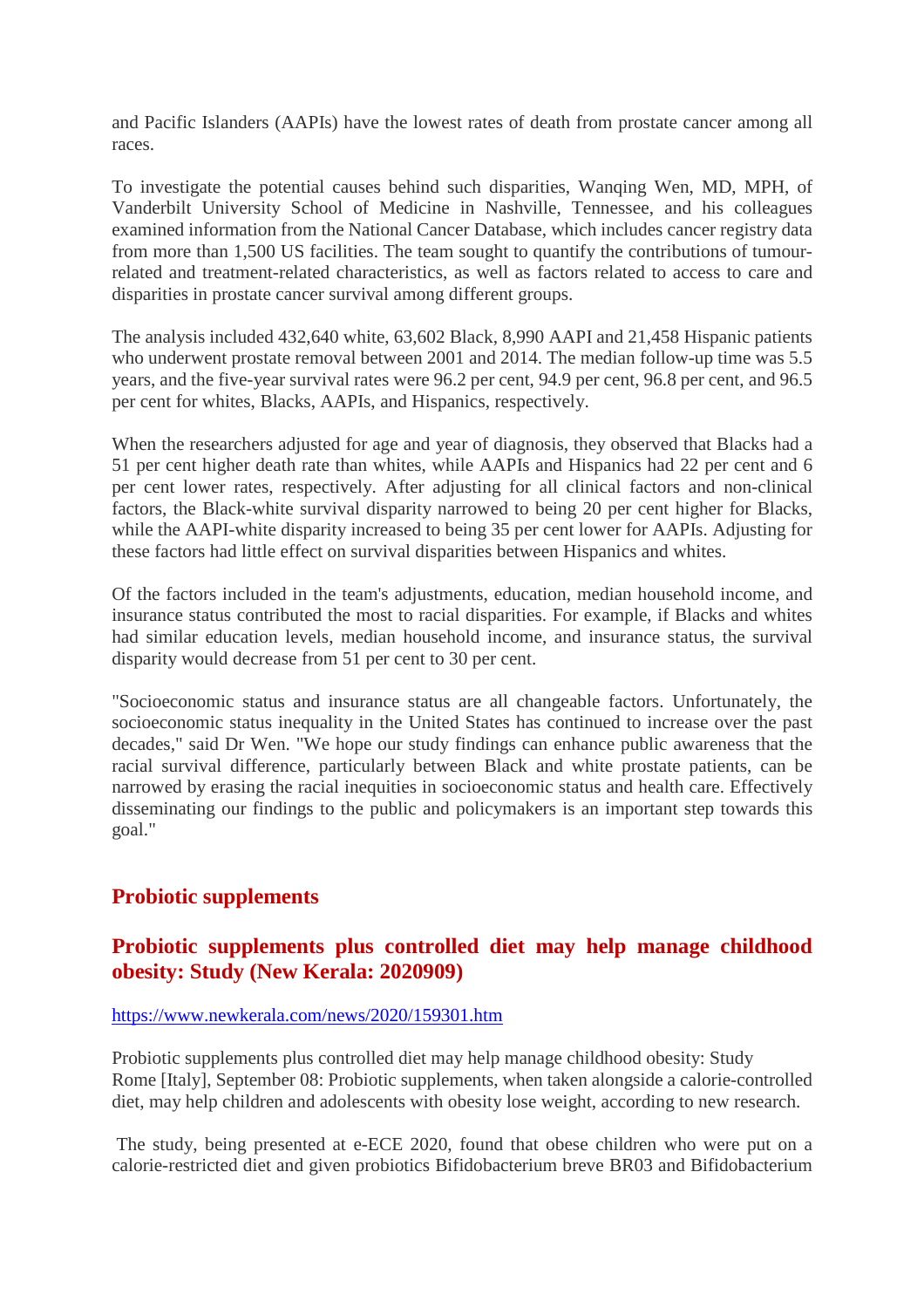and Pacific Islanders (AAPIs) have the lowest rates of death from prostate cancer among all races.

To investigate the potential causes behind such disparities, Wanqing Wen, MD, MPH, of Vanderbilt University School of Medicine in Nashville, Tennessee, and his colleagues examined information from the National Cancer Database, which includes cancer registry data from more than 1,500 US facilities. The team sought to quantify the contributions of tumour-related and treatment-related characteristics, as well as factors related to access to care and disparities in prostate cancer survival among different groups.

The analysis included 432,640 white, 63,602 Black, 8,990 AAPI and 21,458 Hispanic patients who underwent prostate removal between 2001 and 2014. The median follow-up time was 5.5 years, and the five-year survival rates were 96.2 per cent, 94.9 per cent, 96.8 per cent, and 96.5 per cent for whites, Blacks, AAPIs, and Hispanics, respectively.

When the researchers adjusted for age and year of diagnosis, they observed that Blacks had a 51 per cent higher death rate than whites, while AAPIs and Hispanics had 22 per cent and 6 per cent lower rates, respectively. After adjusting for all clinical factors and non-clinical factors, the Black-white survival disparity narrowed to being 20 per cent higher for Blacks, while the AAPI-white disparity increased to being 35 per cent lower for AAPIs. Adjusting for these factors had little effect on survival disparities between Hispanics and whites.

Of the factors included in the team's adjustments, education, median household income, and insurance status contributed the most to racial disparities. For example, if Blacks and whites had similar education levels, median household income, and insurance status, the survival disparity would decrease from 51 per cent to 30 per cent.

"Socioeconomic status and insurance status are all changeable factors. Unfortunately, the socioeconomic status inequality in the United States has continued to increase over the past decades," said Dr Wen. "We hope our study findings can enhance public awareness that the racial survival difference, particularly between Black and white prostate patients, can be narrowed by erasing the racial inequities in socioeconomic status and health care. Effectively disseminating our findings to the public and policymakers is an important step towards this goal."

## Probiotic supplements

### Probiotic supplements plus controlled diet may help manage childhood obesity: Study (New Kerala: 2020909)

https://www.newkerala.com/news/2020/159301.htm

Probiotic supplements plus controlled diet may help manage childhood obesity: Study
Rome [Italy], September 08: Probiotic supplements, when taken alongside a calorie-controlled diet, may help children and adolescents with obesity lose weight, according to new research.

The study, being presented at e-ECE 2020, found that obese children who were put on a calorie-restricted diet and given probiotics Bifidobacterium breve BR03 and Bifidobacterium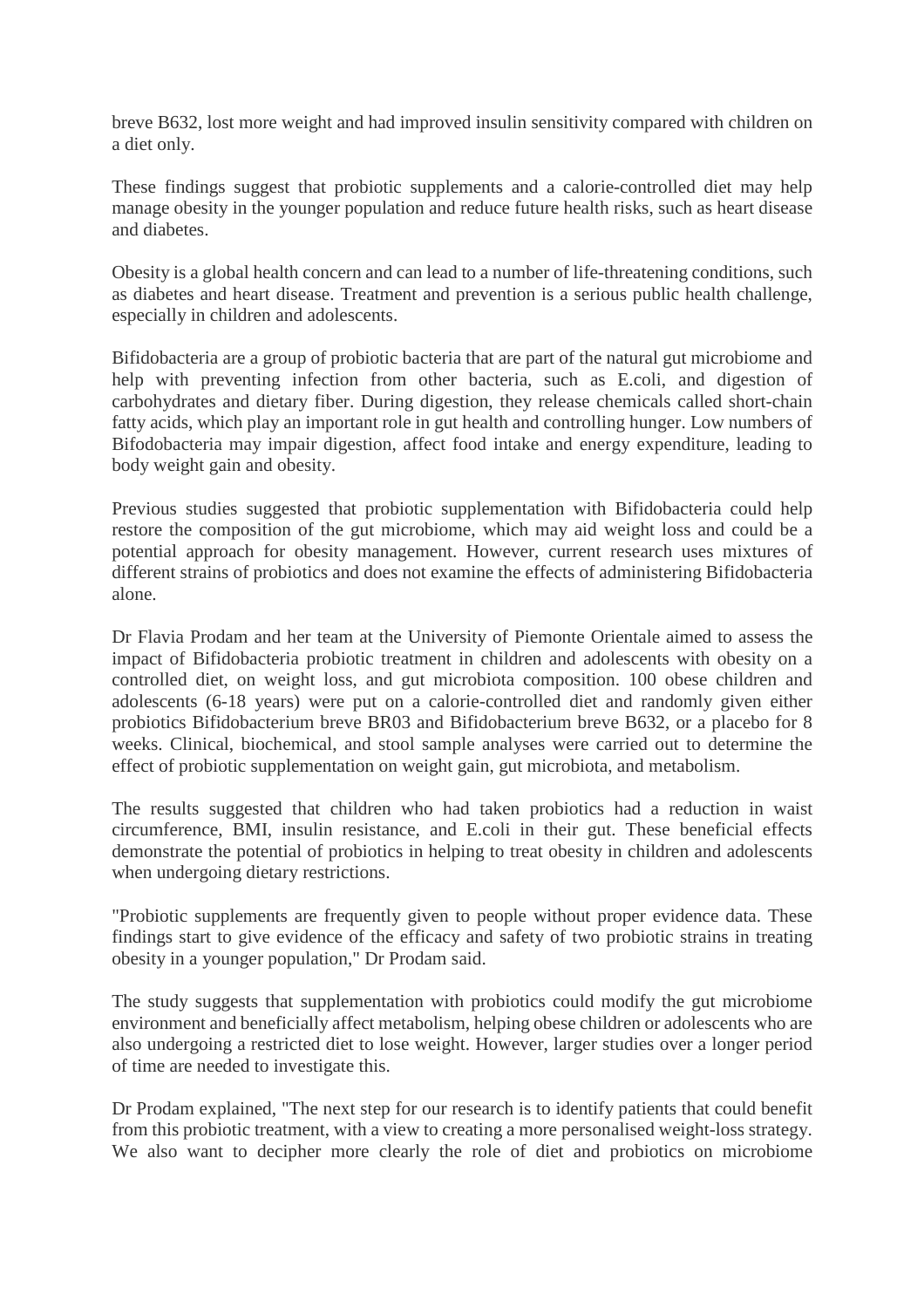breve B632, lost more weight and had improved insulin sensitivity compared with children on a diet only.

These findings suggest that probiotic supplements and a calorie-controlled diet may help manage obesity in the younger population and reduce future health risks, such as heart disease and diabetes.

Obesity is a global health concern and can lead to a number of life-threatening conditions, such as diabetes and heart disease. Treatment and prevention is a serious public health challenge, especially in children and adolescents.

Bifidobacteria are a group of probiotic bacteria that are part of the natural gut microbiome and help with preventing infection from other bacteria, such as E.coli, and digestion of carbohydrates and dietary fiber. During digestion, they release chemicals called short-chain fatty acids, which play an important role in gut health and controlling hunger. Low numbers of Bifodobacteria may impair digestion, affect food intake and energy expenditure, leading to body weight gain and obesity.

Previous studies suggested that probiotic supplementation with Bifidobacteria could help restore the composition of the gut microbiome, which may aid weight loss and could be a potential approach for obesity management. However, current research uses mixtures of different strains of probiotics and does not examine the effects of administering Bifidobacteria alone.

Dr Flavia Prodam and her team at the University of Piemonte Orientale aimed to assess the impact of Bifidobacteria probiotic treatment in children and adolescents with obesity on a controlled diet, on weight loss, and gut microbiota composition. 100 obese children and adolescents (6-18 years) were put on a calorie-controlled diet and randomly given either probiotics Bifidobacterium breve BR03 and Bifidobacterium breve B632, or a placebo for 8 weeks. Clinical, biochemical, and stool sample analyses were carried out to determine the effect of probiotic supplementation on weight gain, gut microbiota, and metabolism.

The results suggested that children who had taken probiotics had a reduction in waist circumference, BMI, insulin resistance, and E.coli in their gut. These beneficial effects demonstrate the potential of probiotics in helping to treat obesity in children and adolescents when undergoing dietary restrictions.

"Probiotic supplements are frequently given to people without proper evidence data. These findings start to give evidence of the efficacy and safety of two probiotic strains in treating obesity in a younger population," Dr Prodam said.

The study suggests that supplementation with probiotics could modify the gut microbiome environment and beneficially affect metabolism, helping obese children or adolescents who are also undergoing a restricted diet to lose weight. However, larger studies over a longer period of time are needed to investigate this.

Dr Prodam explained, "The next step for our research is to identify patients that could benefit from this probiotic treatment, with a view to creating a more personalised weight-loss strategy. We also want to decipher more clearly the role of diet and probiotics on microbiome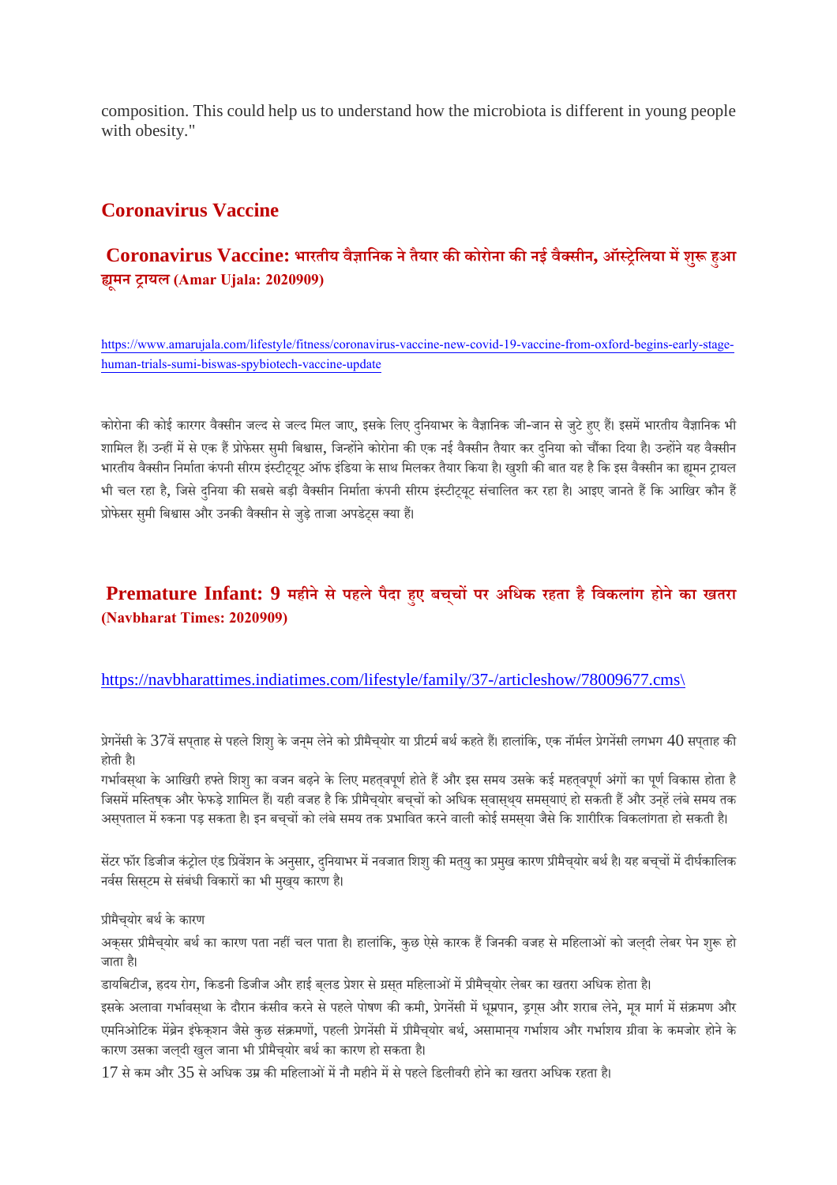composition. This could help us to understand how the microbiota is different in young people with obesity."

## Coronavirus Vaccine

### Coronavirus Vaccine: भारतीय वैज्ञानिक ने तैयार की कोरोना की नई वैक्सीन, ऑस्ट्रेलिया में शुरू हुआ ह्यूमन ट्रायल (Amar Ujala: 2020909)

https://www.amarujala.com/lifestyle/fitness/coronavirus-vaccine-new-covid-19-vaccine-from-oxford-begins-early-stage-human-trials-sumi-biswas-spybiotech-vaccine-update

कोरोना की कोई कारगर वैक्सीन जल्द से जल्द मिल जाए, इसके लिए दुनियाभर के वैज्ञानिक जी-जान से जुटे हुए हैं। इसमें भारतीय वैज्ञानिक भी शामिल हैं। उन्हीं में से एक हैं प्रोफेसर सुमी बिश्वास, जिन्होंने कोरोना की एक नई वैक्सीन तैयार कर दुनिया को चौंका दिया है। उन्होंने यह वैक्सीन भारतीय वैक्सीन निर्माता कंपनी सीरम इंस्टीट्यूट ऑफ इंडिया के साथ मिलकर तैयार किया है। खुशी की बात यह है कि इस वैक्सीन का ह्यूमन ट्रायल भी चल रहा है, जिसे दुनिया की सबसे बड़ी वैक्सीन निर्माता कंपनी सीरम इंस्टीट्यूट संचालित कर रहा है। आइए जानते हैं कि आखिर कौन हैं प्रोफेसर सुमी बिश्वास और उनकी वैक्सीन से जुड़े ताजा अपडेट्स क्या हैं।

### Premature Infant: 9 महीने से पहले पैदा हुए बच्चों पर अधिक रहता है विकलांग होने का खतरा (Navbharat Times: 2020909)

https://navbharattimes.indiatimes.com/lifestyle/family/37-/articleshow/78009677.cms\

प्रेगनेंसी के 37वें सप्ताह से पहले शिशु के जन्म लेने को प्रीमैच्योर या प्रीटर्म बर्थ कहते हैं। हालांकि, एक नॉर्मल प्रेगनेंसी लगभग 40 सप्ताह की होती है।

गर्भावस्था के आखिरी हफ्ते शिशु का वजन बढ़ने के लिए महत्वपूर्ण होते हैं और इस समय उसके कई महत्वपूर्ण अंगों का पूर्ण विकास होता है जिसमें मस्तिष्क और फेफड़े शामिल हैं। यही वजह है कि प्रीमैच्योर बच्चों को अधिक स्वास्थ्य समस्याएं हो सकती हैं और उन्हें लंबे समय तक अस्पताल में रुकना पड़ सकता है। इन बच्चों को लंबे समय तक प्रभावित करने वाली कोई समस्या जैसे कि शारीरिक विकलांगता हो सकती है।

सेंटर फॉर डिजीज कंट्रोल एंड प्रिवेंशन के अनुसार, दुनियाभर में नवजात शिशु की मृत्यु का प्रमुख कारण प्रीमैच्योर बर्थ है। यह बच्चों में दीर्घकालिक नर्वस सिस्टम से संबंधी विकारों का भी मुख्य कारण है।

प्रीमैच्योर बर्थ के कारण

अक्सर प्रीमैच्योर बर्थ का कारण पता नहीं चल पाता है। हालांकि, कुछ ऐसे कारक हैं जिनकी वजह से महिलाओं को जल्दी लेबर पेन शुरू हो जाता है।

डायबिटीज, हृदय रोग, किडनी डिजीज और हाई ब्लड प्रेशर से ग्रस्त महिलाओं में प्रीमैच्योर लेबर का खतरा अधिक होता है।

इसके अलावा गर्भावस्था के दौरान कंसीव करने से पहले पोषण की कमी, प्रेगनेंसी में धूम्रपान, ड्रग्स और शराब लेने, मूत्र मार्ग में संक्रमण और एमनिओटिक मेंब्रेन इंफेक्शन जैसे कुछ संक्रमणों, पहली प्रेगनेंसी में प्रीमैच्योर बर्थ, असामान्य गर्भाशय और गर्भाशय ग्रीवा के कमजोर होने के कारण उसका जल्दी खुल जाना भी प्रीमैच्योर बर्थ का कारण हो सकता है।

17 से कम और 35 से अधिक उम्र की महिलाओं में नौ महीने में से पहले डिलीवरी होने का खतरा अधिक रहता है।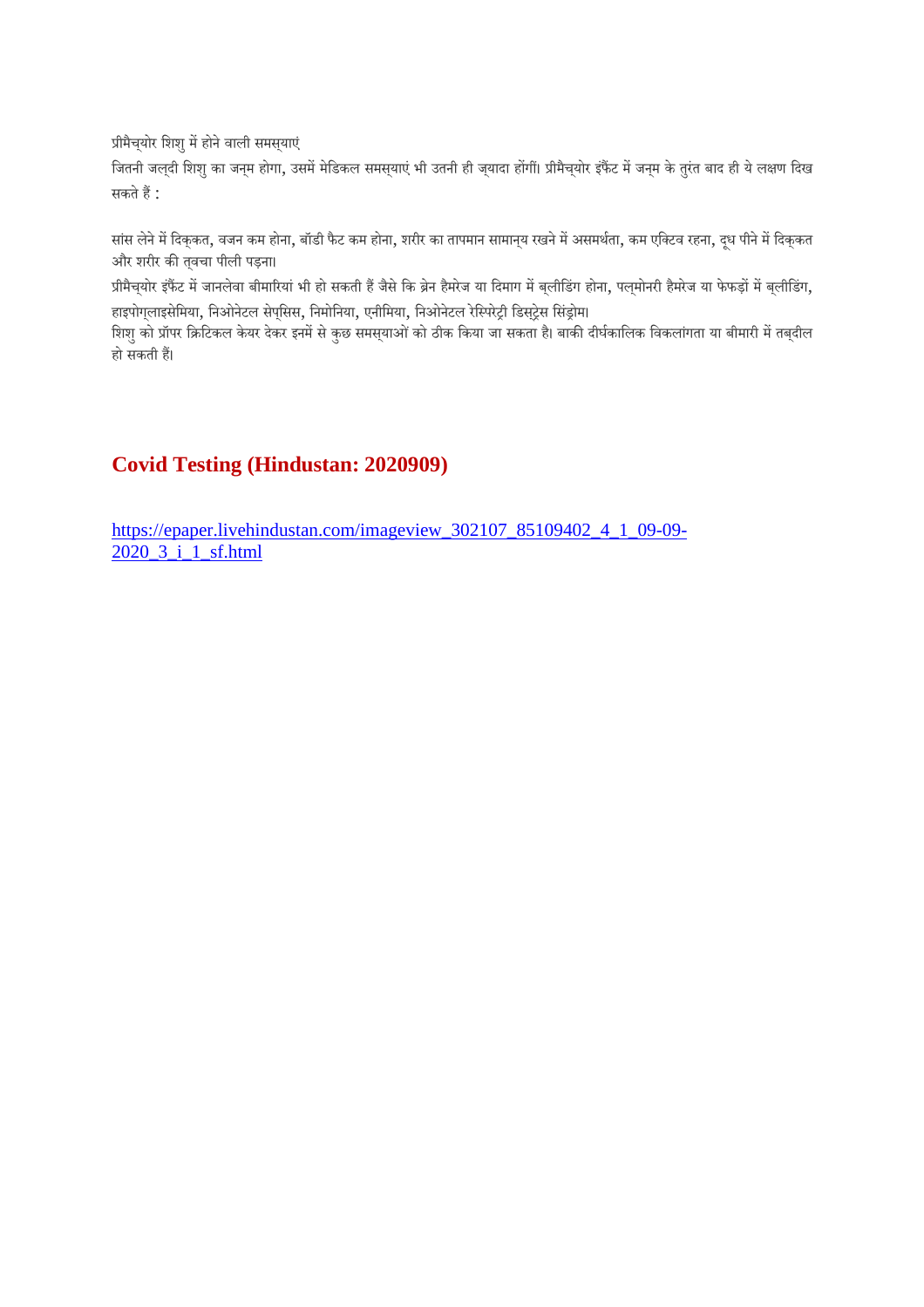प्रीमैच्योर शिशु में होने वाली समस्याएं

जितनी जल्दी शिशु का जन्म होगा, उसमें मेडिकल समस्याएं भी उतनी ही ज्यादा होंगीं। प्रीमैच्योर इंफैंट में जन्म के तुरंत बाद ही ये लक्षण दिख सकते हैं :

सांस लेने में दिक्कत, वजन कम होना, बॉडी फैट कम होना, शरीर का तापमान सामान्य रखने में असमर्थता, कम एक्टिव रहना, दूध पीने में दिक्कत और शरीर की त्वचा पीली पड़ना।

प्रीमैच्योर इंफैंट में जानलेवा बीमारियां भी हो सकती हैं जैसे कि ब्रेन हैमरेज या दिमाग में ब्लीडिंग होना, पल्मोनरी हैमरेज या फेफड़ों में ब्लीडिंग, हाइपोग्लाइसेमिया, निओनेटल सेप्सिस, निमोनिया, एनीमिया, निओनेटल रेस्पिरेट्री डिस्ट्रेस सिंड्रोम।

शिशु को प्रॉपर क्रिटिकल केयर देकर इनमें से कुछ समस्याओं को ठीक किया जा सकता है। बाकी दीर्घकालिक विकलांगता या बीमारी में तब्दील हो सकती हैं।

## Covid Testing (Hindustan: 2020909)

https://epaper.livehindustan.com/imageview_302107_85109402_4_1_09-09-2020_3_i_1_sf.html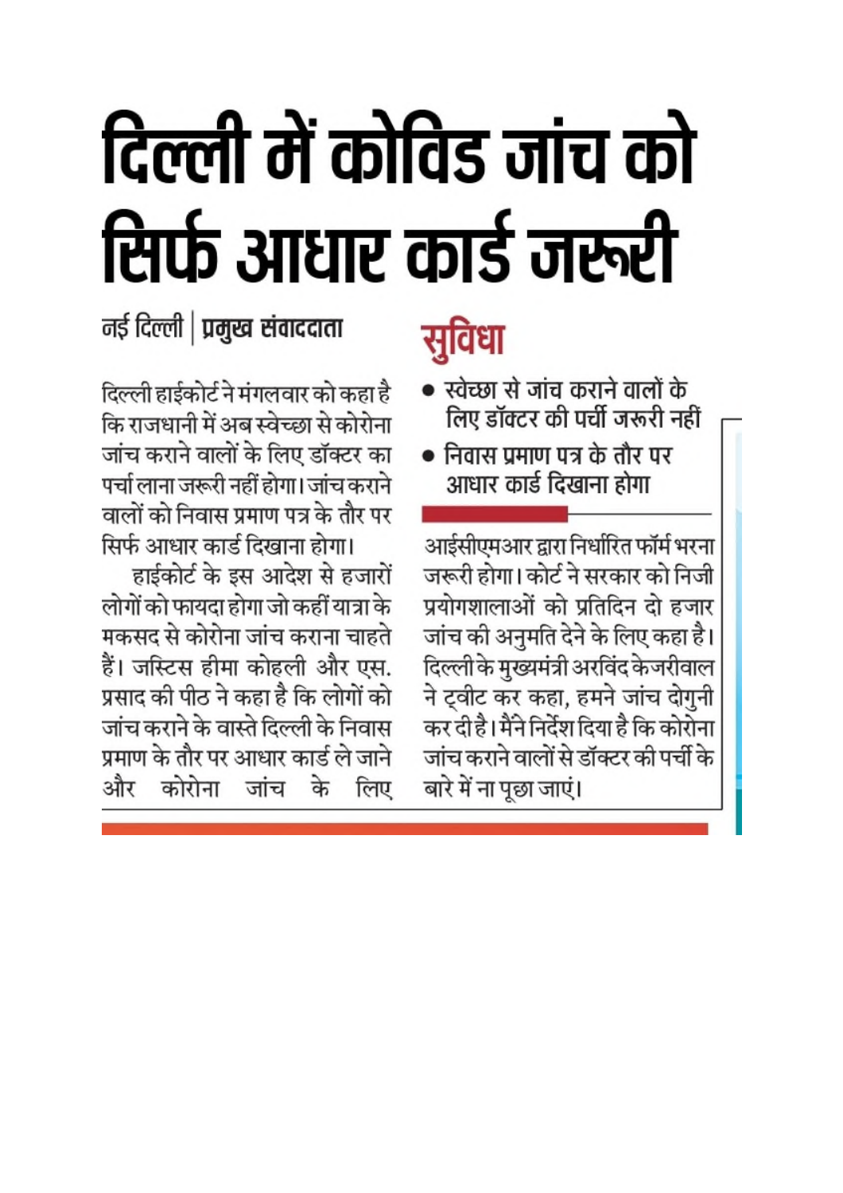# दिल्ली में कोविड जांच को सिर्फ आधार कार्ड जरूरी

नई दिल्ली | **प्रमुख संवाददाता**

दिल्ली हाईकोर्ट ने मंगलवार को कहा है कि राजधानी में अब स्वेच्छा से कोरोना जांच कराने वालों के लिए डॉक्टर का पर्चा लाना जरूरी नहीं होगा। जांच कराने वालों को निवास प्रमाण पत्र के तौर पर सिर्फ आधार कार्ड दिखाना होगा।

हाईकोर्ट के इस आदेश से हजारों लोगों को फायदा होगा जो कहीं यात्रा के मकसद से कोरोना जांच कराना चाहते हैं। जस्टिस हीमा कोहली और एस. प्रसाद की पीठ ने कहा है कि लोगों को जांच कराने के वास्ते दिल्ली के निवास प्रमाण के तौर पर आधार कार्ड ले जाने और कोरोना जांच के लिए आईसीएमआर द्वारा निर्धारित फॉर्म भरना जरूरी होगा। कोर्ट ने सरकार को निजी प्रयोगशालाओं को प्रतिदिन दो हजार जांच की अनुमति देने के लिए कहा है। दिल्ली के मुख्यमंत्री अरविंद केजरीवाल ने ट्वीट कर कहा, हमने जांच दोगुनी कर दी है। मैंने निर्देश दिया है कि कोरोना जांच कराने वालों से डॉक्टर की पर्ची के बारे में ना पूछा जाएं।

## सुविधा

- स्वेच्छा से जांच कराने वालों के लिए डॉक्टर की पर्ची जरूरी नहीं
- निवास प्रमाण पत्र के तौर पर आधार कार्ड दिखाना होगा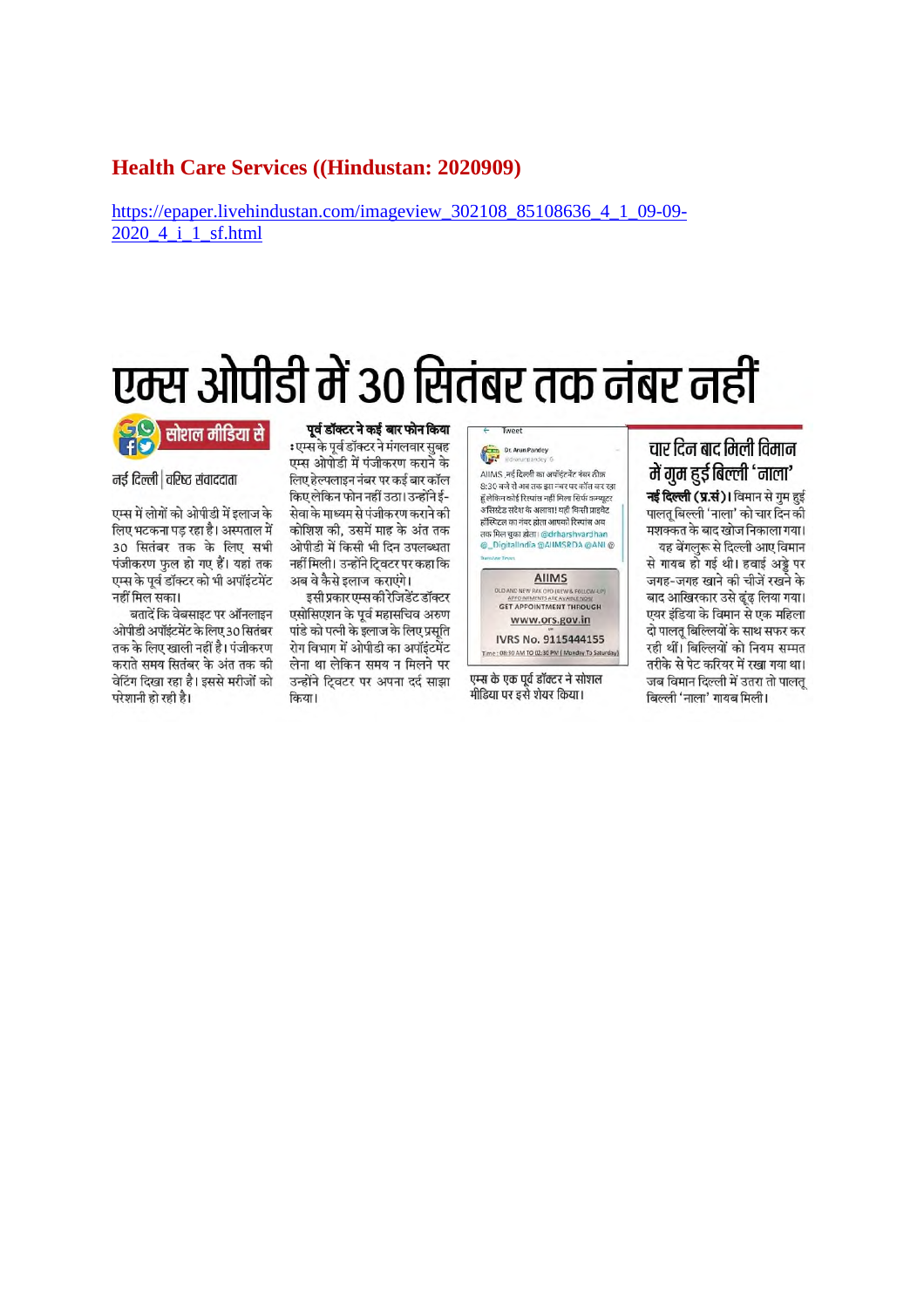**Health Care Services ((Hindustan: 2020909)**

https://epaper.livehindustan.com/imageview_302108_85108636_4_1_09-09-2020_4_i_1_sf.html

# एम्स ओपीडी में 30 सितंबर तक नंबर नहीं

**सोशल मीडिया से**

नई दिल्ली | वरिष्ठ संवाददाता

एम्स में लोगों को ओपीडी में इलाज के लिए भटकना पड़ रहा है। अस्पताल में 30 सितंबर तक के लिए सभी पंजीकरण फुल हो गए हैं। यहां तक एम्स के पूर्व डॉक्टर को भी अपॉइंटमेंट नहीं मिल सका।

बतादें कि वेबसाइट पर ऑनलाइन ओपीडी अपॉइंटमेंट के लिए 30 सितंबर तक के लिए खाली नहीं है। पंजीकरण कराते समय सितंबर के अंत तक की वेटिंग दिखा रहा है। इससे मरीजों को परेशानी हो रही है।

**पूर्व डॉक्टर ने कई बार फोन किया**

: एम्स के पूर्व डॉक्टर ने मंगलवार सुबह एम्स ओपीडी में पंजीकरण कराने के लिए हेल्पलाइन नंबर पर कई बार कॉल किए लेकिन फोन नहीं उठा। उन्होंने ई-सेवा के माध्यम से पंजीकरण कराने की कोशिश की, उसमें माह के अंत तक ओपीडी में किसी भी दिन उपलब्धता नहीं मिली। उन्होंने ट्विटर पर कहा कि अब वे कैसे इलाज कराएंगे।

इसी प्रकार एम्स की रेजिडेंट डॉक्टर एसोसिएशन के पूर्व महासचिव अरुण पांडे को पत्नी के इलाज के लिए प्रसूति रोग विभाग में ओपीडी का अपॉइंटमेंट लेना था लेकिन समय न मिलने पर उन्होंने ट्विटर पर अपना दर्द साझा किया।

Tweet

Dr. Arun Pandey

AIIMS नई दिल्ली का अपॉइंटमेंट नंबर सीज 8:30 बजे से अब तक इस नंबर पर कॉल कर रहा हूं लेकिन कोई रिस्पांस नहीं मिला सिर्फ कम्प्यूटर असिस्टेड संदेश के अलावा! यही किसी प्राइवेट हॉस्पिटल का नंबर होता आपको रिस्पांस अब तक मिल चुका होता। @drharshvardhan @_DigitalIndia @AIIMSRDA @ANI

AIIMS
OLD AND NEW PVT OPD (NEW & FOLLOW-UP) APPOINTMENTS ARE AVAILABLE NOW
GET APPOINTMENT THROUGH
www.ors.gov.in
IVRS No. 9115444155
Time : 08:30 AM TO 02:30 PM ( Monday To Saturday)

एम्स के एक पूर्व डॉक्टर ने सोशल मीडिया पर इसे शेयर किया।

## चार दिन बाद मिली विमान में गुम हुई बिल्ली 'नाला'

**नई दिल्ली (प्र.सं.)।** विमान से गुम हुई पालतू बिल्ली 'नाला' को चार दिन की मशक्कत के बाद खोज निकाला गया।

यह बेंगलुरु से दिल्ली आए विमान से गायब हो गई थी। हवाई अड्डे पर जगह-जगह खाने की चीजें रखने के बाद आखिरकार उसे ढूंढ लिया गया। एयर इंडिया के विमान से एक महिला दो पालतू बिल्लियों के साथ सफर कर रही थीं। बिल्लियों को नियम सम्मत तरीके से पेट करियर में रखा गया था। जब विमान दिल्ली में उतरा तो पालतू बिल्ली 'नाला' गायब मिली।